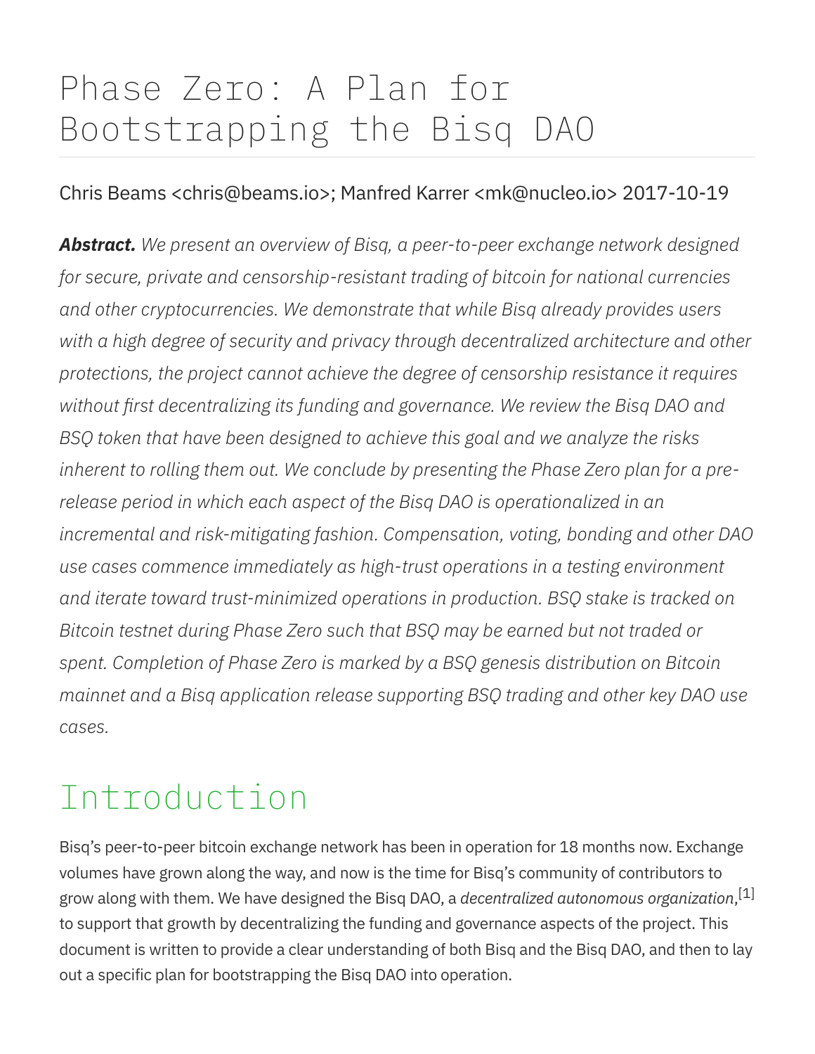# Phase Zero: A Plan for Bootstrapping the Bisq DAO

Chris Beams <chris@beams.io>; Manfred Karrer <mk@nucleo.io> 2017-10-19

***Abstract.*** *We present an overview of Bisq, a peer-to-peer exchange network designed for secure, private and censorship-resistant trading of bitcoin for national currencies and other cryptocurrencies. We demonstrate that while Bisq already provides users with a high degree of security and privacy through decentralized architecture and other protections, the project cannot achieve the degree of censorship resistance it requires without first decentralizing its funding and governance. We review the Bisq DAO and BSQ token that have been designed to achieve this goal and we analyze the risks inherent to rolling them out. We conclude by presenting the Phase Zero plan for a pre-release period in which each aspect of the Bisq DAO is operationalized in an incremental and risk-mitigating fashion. Compensation, voting, bonding and other DAO use cases commence immediately as high-trust operations in a testing environment and iterate toward trust-minimized operations in production. BSQ stake is tracked on Bitcoin testnet during Phase Zero such that BSQ may be earned but not traded or spent. Completion of Phase Zero is marked by a BSQ genesis distribution on Bitcoin mainnet and a Bisq application release supporting BSQ trading and other key DAO use cases.*

## Introduction

Bisq's peer-to-peer bitcoin exchange network has been in operation for 18 months now. Exchange volumes have grown along the way, and now is the time for Bisq's community of contributors to grow along with them. We have designed the Bisq DAO, a *decentralized autonomous organization*,[1] to support that growth by decentralizing the funding and governance aspects of the project. This document is written to provide a clear understanding of both Bisq and the Bisq DAO, and then to lay out a specific plan for bootstrapping the Bisq DAO into operation.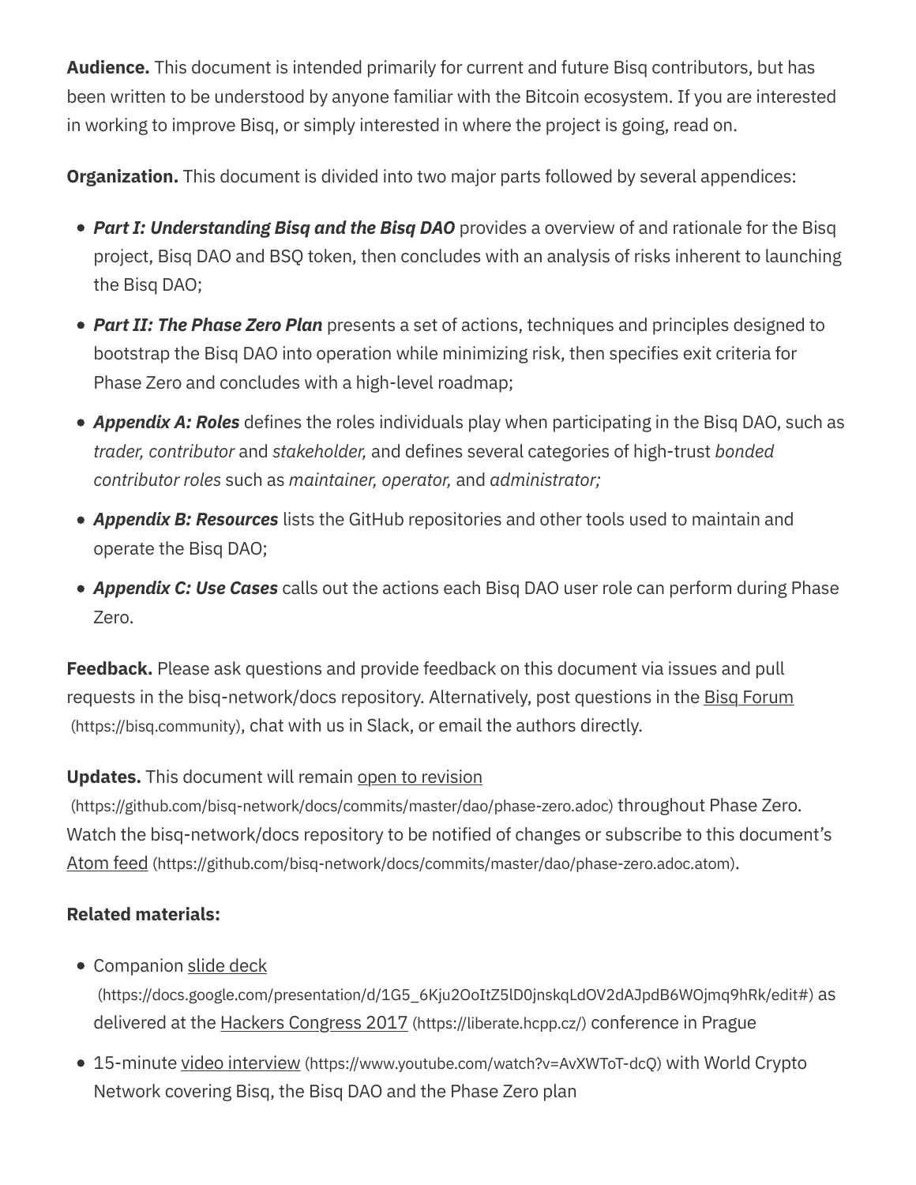**Audience.** This document is intended primarily for current and future Bisq contributors, but has been written to be understood by anyone familiar with the Bitcoin ecosystem. If you are interested in working to improve Bisq, or simply interested in where the project is going, read on.

**Organization.** This document is divided into two major parts followed by several appendices:

- ***Part I: Understanding Bisq and the Bisq DAO*** provides a overview of and rationale for the Bisq project, Bisq DAO and BSQ token, then concludes with an analysis of risks inherent to launching the Bisq DAO;
- ***Part II: The Phase Zero Plan*** presents a set of actions, techniques and principles designed to bootstrap the Bisq DAO into operation while minimizing risk, then specifies exit criteria for Phase Zero and concludes with a high-level roadmap;
- ***Appendix A: Roles*** defines the roles individuals play when participating in the Bisq DAO, such as *trader, contributor* and *stakeholder,* and defines several categories of high-trust *bonded contributor roles* such as *maintainer, operator,* and *administrator;*
- ***Appendix B: Resources*** lists the GitHub repositories and other tools used to maintain and operate the Bisq DAO;
- ***Appendix C: Use Cases*** calls out the actions each Bisq DAO user role can perform during Phase Zero.

**Feedback.** Please ask questions and provide feedback on this document via issues and pull requests in the bisq-network/docs repository. Alternatively, post questions in the Bisq Forum (https://bisq.community), chat with us in Slack, or email the authors directly.

**Updates.** This document will remain open to revision (https://github.com/bisq-network/docs/commits/master/dao/phase-zero.adoc) throughout Phase Zero. Watch the bisq-network/docs repository to be notified of changes or subscribe to this document's Atom feed (https://github.com/bisq-network/docs/commits/master/dao/phase-zero.adoc.atom).

**Related materials:**

- Companion slide deck (https://docs.google.com/presentation/d/1G5_6Kju2OoItZ5lD0jnskqLdOV2dAJpdB6WOjmq9hRk/edit#) as delivered at the Hackers Congress 2017 (https://liberate.hcpp.cz/) conference in Prague
- 15-minute video interview (https://www.youtube.com/watch?v=AvXWToT-dcQ) with World Crypto Network covering Bisq, the Bisq DAO and the Phase Zero plan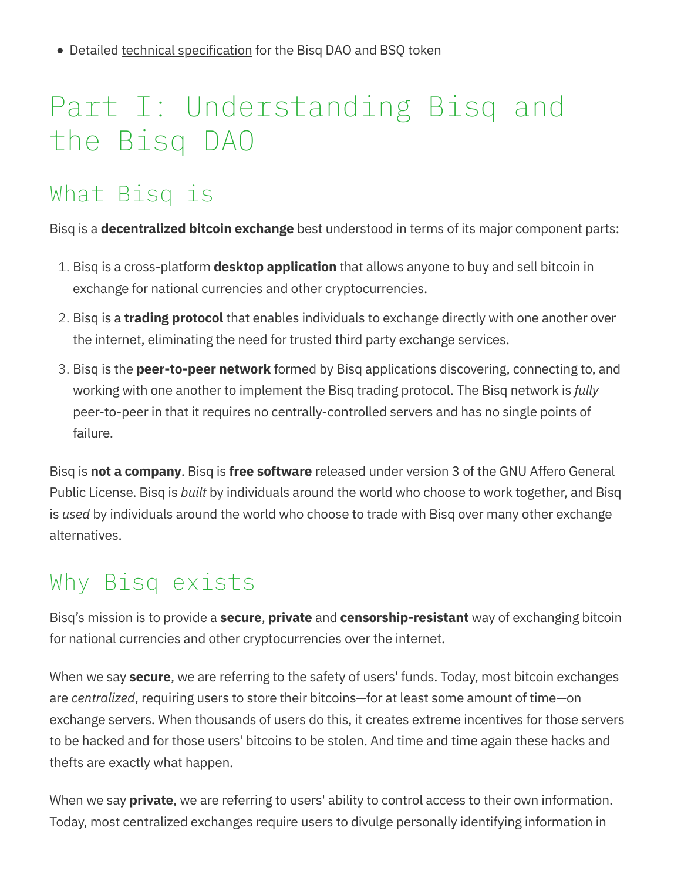- Detailed technical specification for the Bisq DAO and BSQ token

# Part I: Understanding Bisq and the Bisq DAO

## What Bisq is

Bisq is a **decentralized bitcoin exchange** best understood in terms of its major component parts:

1. Bisq is a cross-platform **desktop application** that allows anyone to buy and sell bitcoin in exchange for national currencies and other cryptocurrencies.
2. Bisq is a **trading protocol** that enables individuals to exchange directly with one another over the internet, eliminating the need for trusted third party exchange services.
3. Bisq is the **peer-to-peer network** formed by Bisq applications discovering, connecting to, and working with one another to implement the Bisq trading protocol. The Bisq network is *fully* peer-to-peer in that it requires no centrally-controlled servers and has no single points of failure.

Bisq is **not a company**. Bisq is **free software** released under version 3 of the GNU Affero General Public License. Bisq is *built* by individuals around the world who choose to work together, and Bisq is *used* by individuals around the world who choose to trade with Bisq over many other exchange alternatives.

## Why Bisq exists

Bisq's mission is to provide a **secure**, **private** and **censorship-resistant** way of exchanging bitcoin for national currencies and other cryptocurrencies over the internet.

When we say **secure**, we are referring to the safety of users' funds. Today, most bitcoin exchanges are *centralized*, requiring users to store their bitcoins—for at least some amount of time—on exchange servers. When thousands of users do this, it creates extreme incentives for those servers to be hacked and for those users' bitcoins to be stolen. And time and time again these hacks and thefts are exactly what happen.

When we say **private**, we are referring to users' ability to control access to their own information. Today, most centralized exchanges require users to divulge personally identifying information in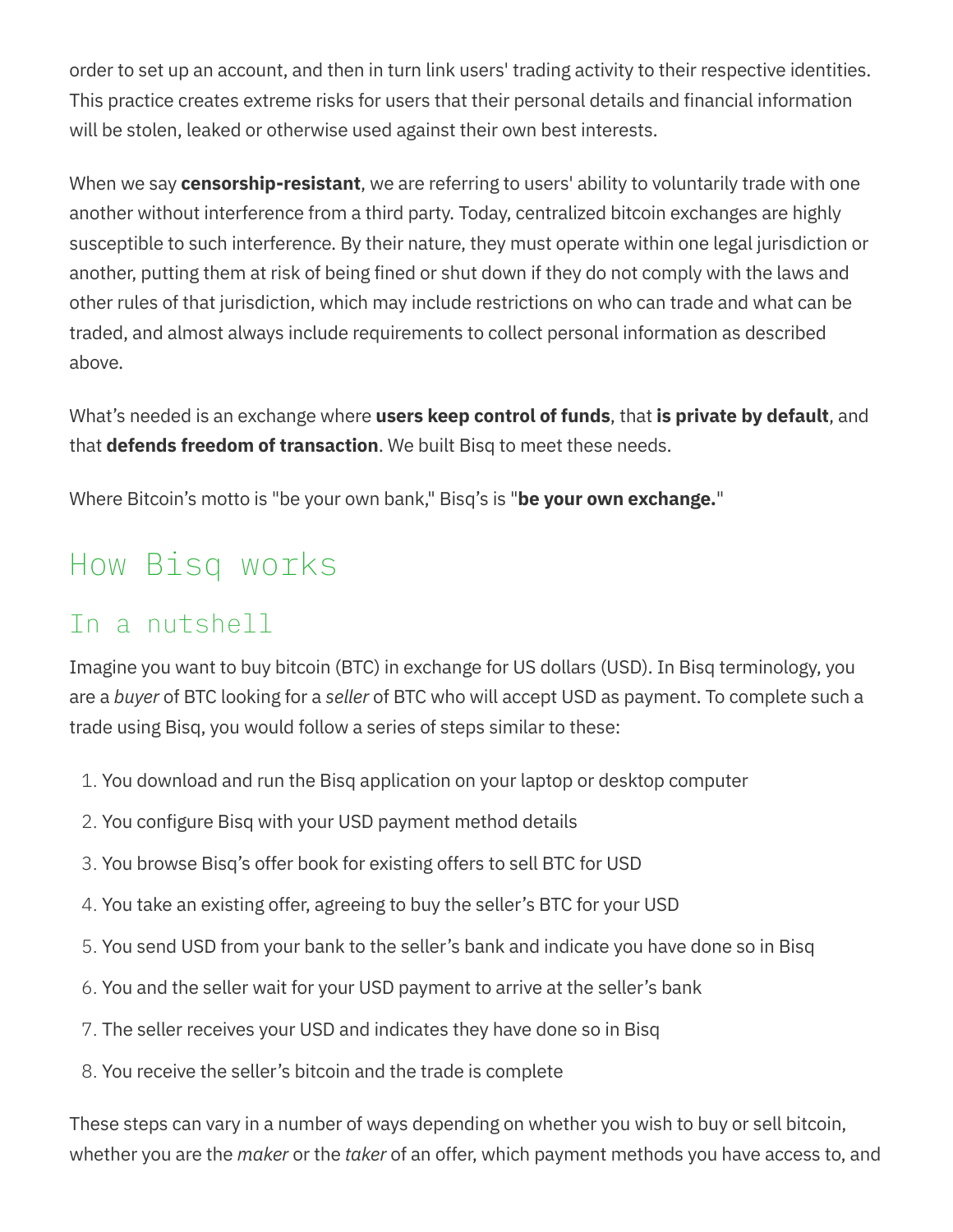order to set up an account, and then in turn link users' trading activity to their respective identities. This practice creates extreme risks for users that their personal details and financial information will be stolen, leaked or otherwise used against their own best interests.

When we say **censorship-resistant**, we are referring to users' ability to voluntarily trade with one another without interference from a third party. Today, centralized bitcoin exchanges are highly susceptible to such interference. By their nature, they must operate within one legal jurisdiction or another, putting them at risk of being fined or shut down if they do not comply with the laws and other rules of that jurisdiction, which may include restrictions on who can trade and what can be traded, and almost always include requirements to collect personal information as described above.

What's needed is an exchange where **users keep control of funds**, that **is private by default**, and that **defends freedom of transaction**. We built Bisq to meet these needs.

Where Bitcoin's motto is "be your own bank," Bisq's is "**be your own exchange.**"

## How Bisq works

### In a nutshell

Imagine you want to buy bitcoin (BTC) in exchange for US dollars (USD). In Bisq terminology, you are a *buyer* of BTC looking for a *seller* of BTC who will accept USD as payment. To complete such a trade using Bisq, you would follow a series of steps similar to these:

1. You download and run the Bisq application on your laptop or desktop computer
2. You configure Bisq with your USD payment method details
3. You browse Bisq's offer book for existing offers to sell BTC for USD
4. You take an existing offer, agreeing to buy the seller's BTC for your USD
5. You send USD from your bank to the seller's bank and indicate you have done so in Bisq
6. You and the seller wait for your USD payment to arrive at the seller's bank
7. The seller receives your USD and indicates they have done so in Bisq
8. You receive the seller's bitcoin and the trade is complete

These steps can vary in a number of ways depending on whether you wish to buy or sell bitcoin, whether you are the *maker* or the *taker* of an offer, which payment methods you have access to, and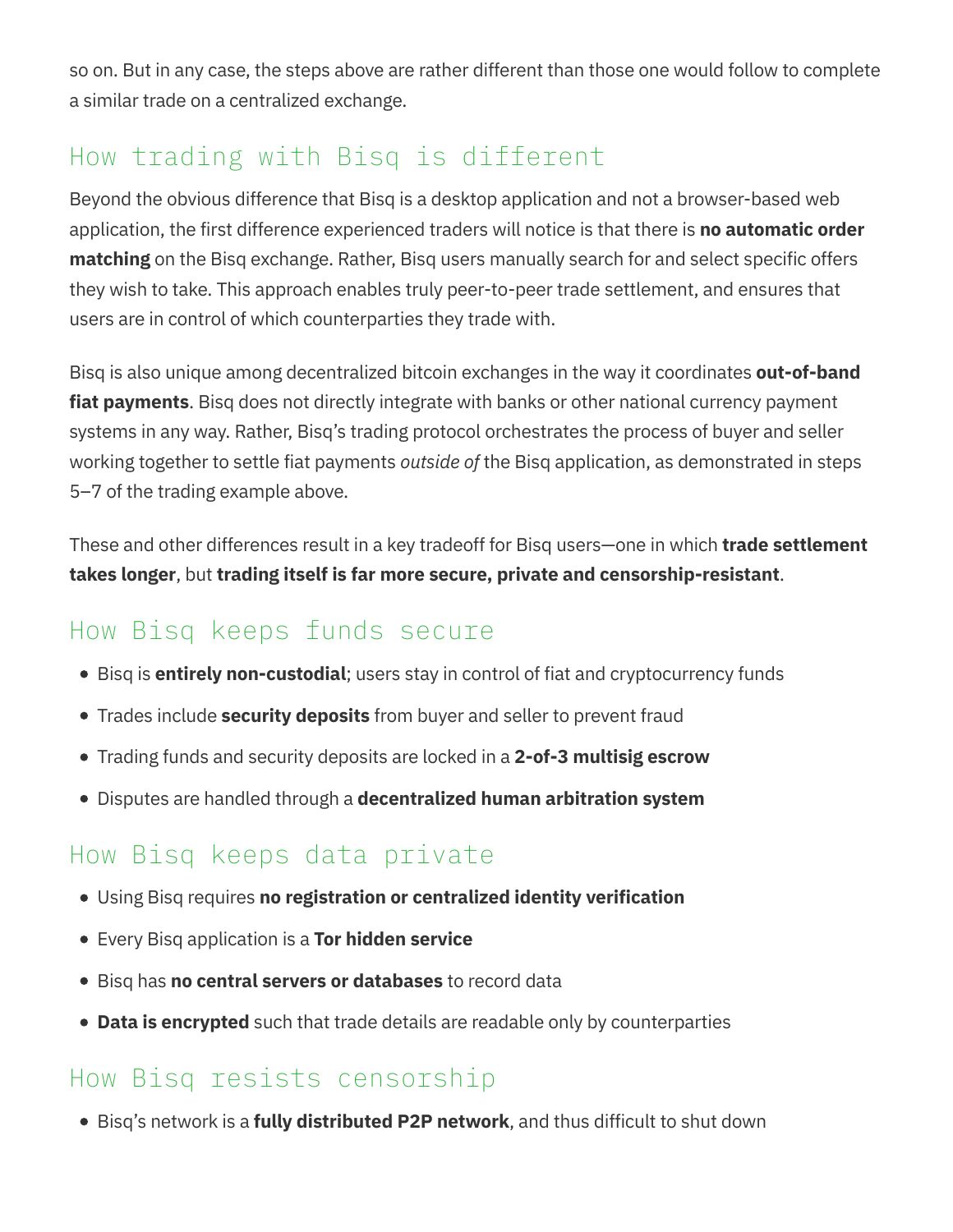so on. But in any case, the steps above are rather different than those one would follow to complete a similar trade on a centralized exchange.

## How trading with Bisq is different

Beyond the obvious difference that Bisq is a desktop application and not a browser-based web application, the first difference experienced traders will notice is that there is **no automatic order matching** on the Bisq exchange. Rather, Bisq users manually search for and select specific offers they wish to take. This approach enables truly peer-to-peer trade settlement, and ensures that users are in control of which counterparties they trade with.

Bisq is also unique among decentralized bitcoin exchanges in the way it coordinates **out-of-band fiat payments**. Bisq does not directly integrate with banks or other national currency payment systems in any way. Rather, Bisq's trading protocol orchestrates the process of buyer and seller working together to settle fiat payments *outside of* the Bisq application, as demonstrated in steps 5–7 of the trading example above.

These and other differences result in a key tradeoff for Bisq users—one in which **trade settlement takes longer**, but **trading itself is far more secure, private and censorship-resistant**.

## How Bisq keeps funds secure

- Bisq is **entirely non-custodial**; users stay in control of fiat and cryptocurrency funds
- Trades include **security deposits** from buyer and seller to prevent fraud
- Trading funds and security deposits are locked in a **2-of-3 multisig escrow**
- Disputes are handled through a **decentralized human arbitration system**

## How Bisq keeps data private

- Using Bisq requires **no registration or centralized identity verification**
- Every Bisq application is a **Tor hidden service**
- Bisq has **no central servers or databases** to record data
- **Data is encrypted** such that trade details are readable only by counterparties

## How Bisq resists censorship

- Bisq's network is a **fully distributed P2P network**, and thus difficult to shut down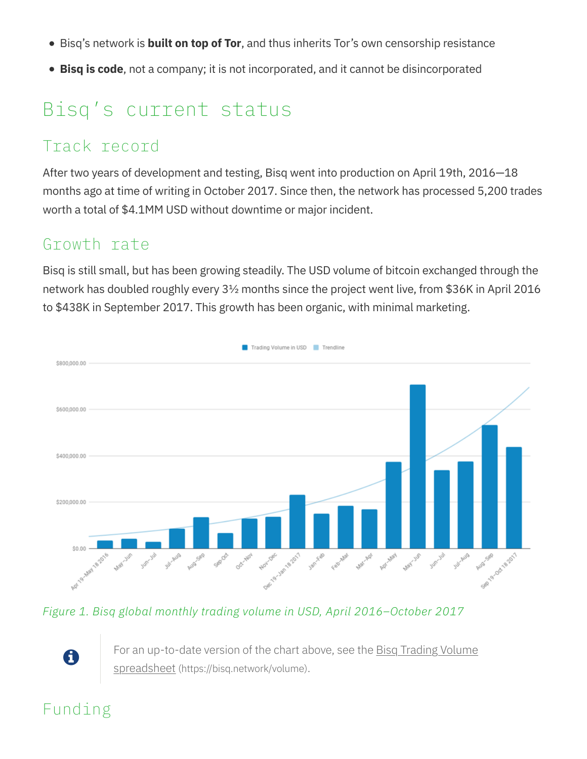- Bisq's network is **built on top of Tor**, and thus inherits Tor's own censorship resistance
- **Bisq is code**, not a company; it is not incorporated, and it cannot be disincorporated

# Bisq's current status

## Track record

After two years of development and testing, Bisq went into production on April 19th, 2016—18 months ago at time of writing in October 2017. Since then, the network has processed 5,200 trades worth a total of $4.1MM USD without downtime or major incident.

## Growth rate

Bisq is still small, but has been growing steadily. The USD volume of bitcoin exchanged through the network has doubled roughly every 3½ months since the project went live, from $36K in April 2016 to $438K in September 2017. This growth has been organic, with minimal marketing.

*Figure 1. Bisq global monthly trading volume in USD, April 2016–October 2017*

For an up-to-date version of the chart above, see the Bisq Trading Volume spreadsheet (https://bisq.network/volume).

## Funding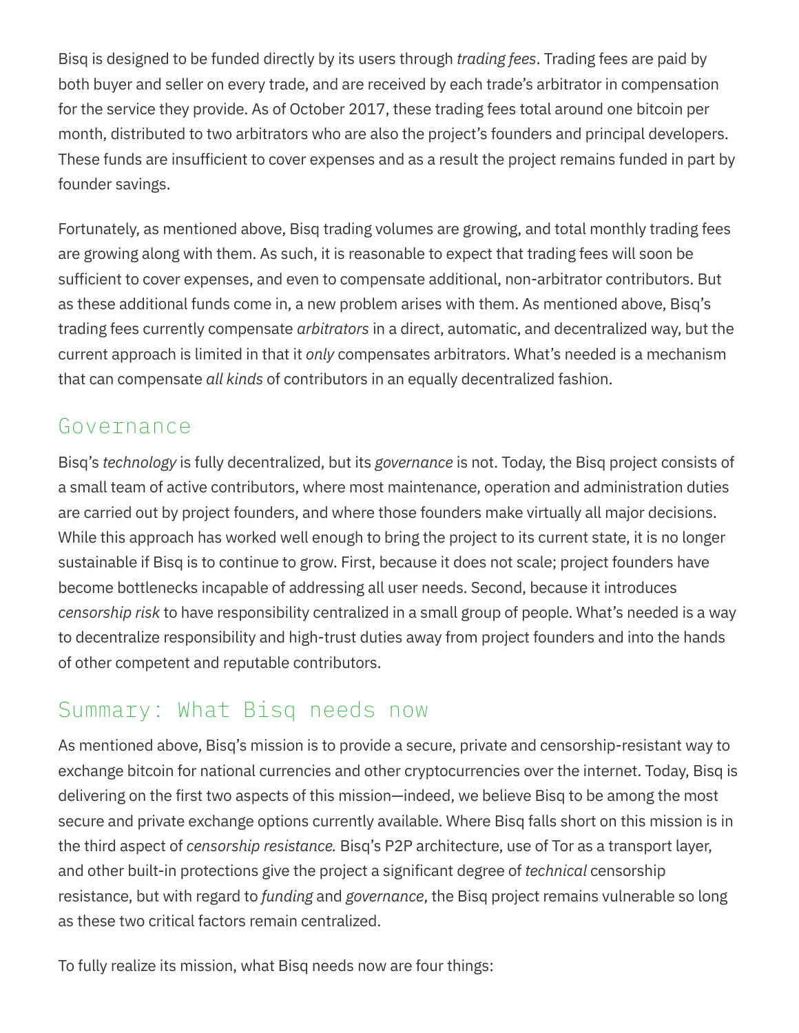Bisq is designed to be funded directly by its users through *trading fees*. Trading fees are paid by both buyer and seller on every trade, and are received by each trade's arbitrator in compensation for the service they provide. As of October 2017, these trading fees total around one bitcoin per month, distributed to two arbitrators who are also the project's founders and principal developers. These funds are insufficient to cover expenses and as a result the project remains funded in part by founder savings.

Fortunately, as mentioned above, Bisq trading volumes are growing, and total monthly trading fees are growing along with them. As such, it is reasonable to expect that trading fees will soon be sufficient to cover expenses, and even to compensate additional, non-arbitrator contributors. But as these additional funds come in, a new problem arises with them. As mentioned above, Bisq's trading fees currently compensate *arbitrators* in a direct, automatic, and decentralized way, but the current approach is limited in that it *only* compensates arbitrators. What's needed is a mechanism that can compensate *all kinds* of contributors in an equally decentralized fashion.

## Governance

Bisq's *technology* is fully decentralized, but its *governance* is not. Today, the Bisq project consists of a small team of active contributors, where most maintenance, operation and administration duties are carried out by project founders, and where those founders make virtually all major decisions. While this approach has worked well enough to bring the project to its current state, it is no longer sustainable if Bisq is to continue to grow. First, because it does not scale; project founders have become bottlenecks incapable of addressing all user needs. Second, because it introduces *censorship risk* to have responsibility centralized in a small group of people. What's needed is a way to decentralize responsibility and high-trust duties away from project founders and into the hands of other competent and reputable contributors.

## Summary: What Bisq needs now

As mentioned above, Bisq's mission is to provide a secure, private and censorship-resistant way to exchange bitcoin for national currencies and other cryptocurrencies over the internet. Today, Bisq is delivering on the first two aspects of this mission—indeed, we believe Bisq to be among the most secure and private exchange options currently available. Where Bisq falls short on this mission is in the third aspect of *censorship resistance.* Bisq's P2P architecture, use of Tor as a transport layer, and other built-in protections give the project a significant degree of *technical* censorship resistance, but with regard to *funding* and *governance*, the Bisq project remains vulnerable so long as these two critical factors remain centralized.

To fully realize its mission, what Bisq needs now are four things: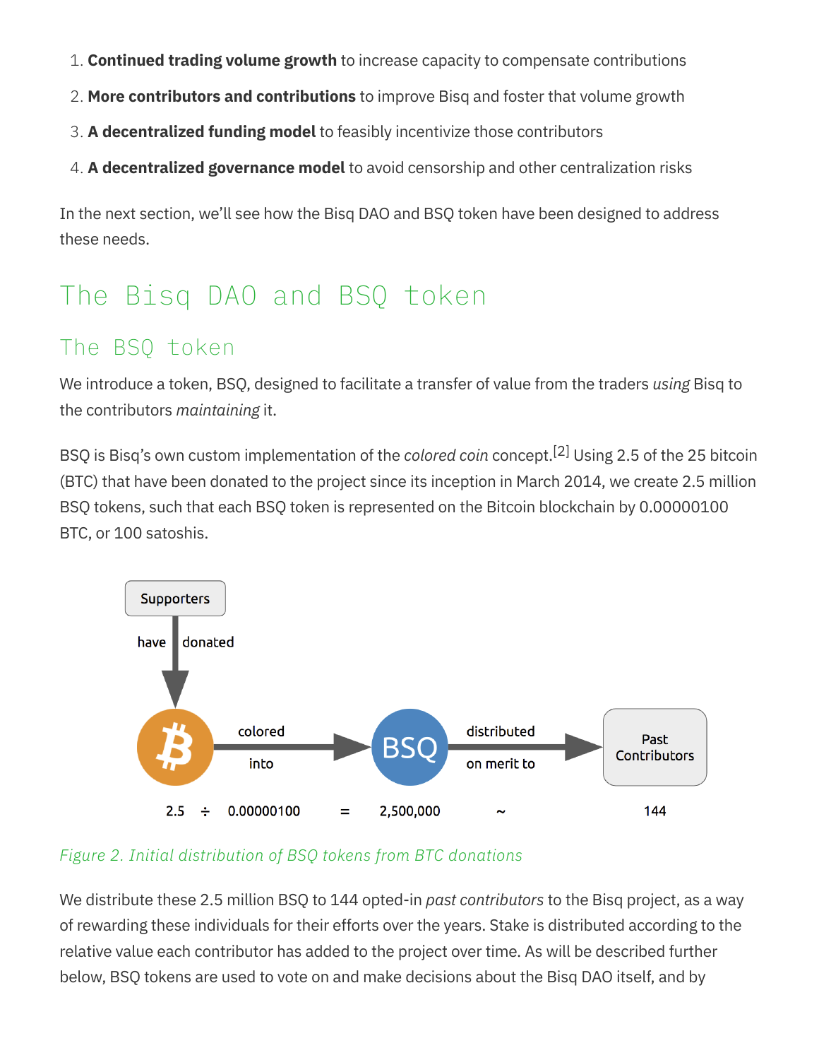1. **Continued trading volume growth** to increase capacity to compensate contributions
2. **More contributors and contributions** to improve Bisq and foster that volume growth
3. **A decentralized funding model** to feasibly incentivize those contributors
4. **A decentralized governance model** to avoid censorship and other centralization risks

In the next section, we'll see how the Bisq DAO and BSQ token have been designed to address these needs.

# The Bisq DAO and BSQ token

## The BSQ token

We introduce a token, BSQ, designed to facilitate a transfer of value from the traders *using* Bisq to the contributors *maintaining* it.

BSQ is Bisq's own custom implementation of the *colored coin* concept.[2] Using 2.5 of the 25 bitcoin (BTC) that have been donated to the project since its inception in March 2014, we create 2.5 million BSQ tokens, such that each BSQ token is represented on the Bitcoin blockchain by 0.00000100 BTC, or 100 satoshis.

Supporters have donated → BTC → colored into → BSQ → distributed on merit to → Past Contributors

2.5 ÷ 0.00000100 = 2,500,000 ~ 144

*Figure 2. Initial distribution of BSQ tokens from BTC donations*

We distribute these 2.5 million BSQ to 144 opted-in *past contributors* to the Bisq project, as a way of rewarding these individuals for their efforts over the years. Stake is distributed according to the relative value each contributor has added to the project over time. As will be described further below, BSQ tokens are used to vote on and make decisions about the Bisq DAO itself, and by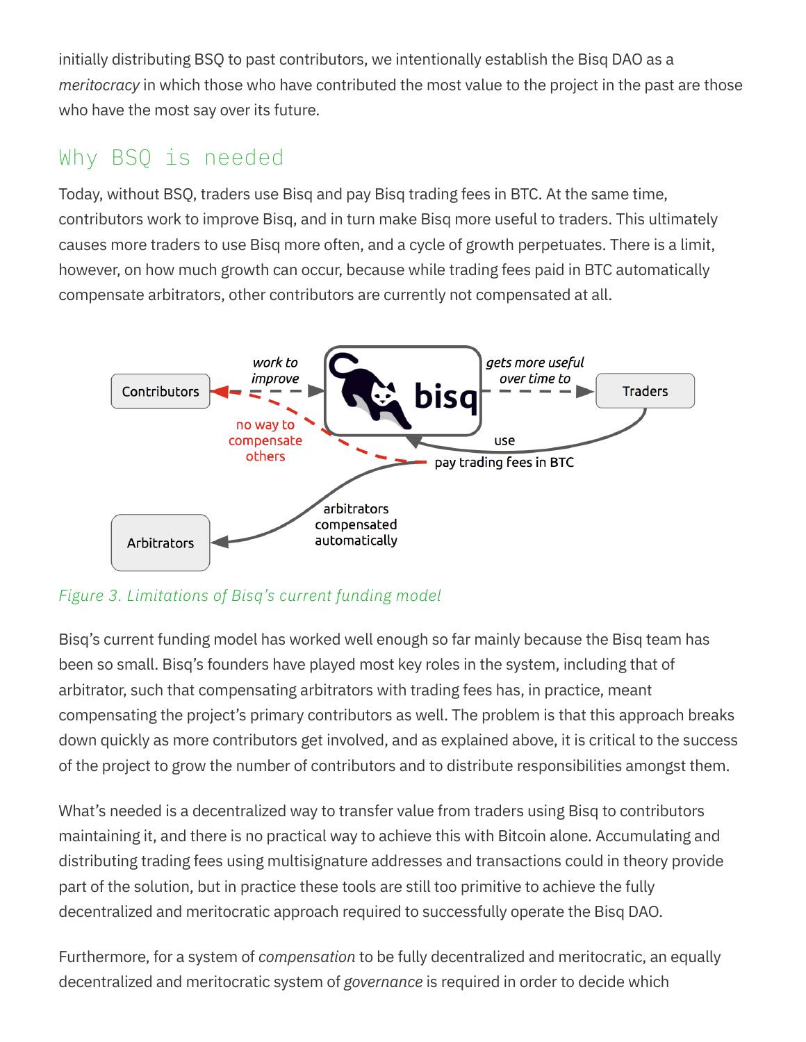initially distributing BSQ to past contributors, we intentionally establish the Bisq DAO as a *meritocracy* in which those who have contributed the most value to the project in the past are those who have the most say over its future.

## Why BSQ is needed

Today, without BSQ, traders use Bisq and pay Bisq trading fees in BTC. At the same time, contributors work to improve Bisq, and in turn make Bisq more useful to traders. This ultimately causes more traders to use Bisq more often, and a cycle of growth perpetuates. There is a limit, however, on how much growth can occur, because while trading fees paid in BTC automatically compensate arbitrators, other contributors are currently not compensated at all.

*Figure 3. Limitations of Bisq's current funding model*

Bisq's current funding model has worked well enough so far mainly because the Bisq team has been so small. Bisq's founders have played most key roles in the system, including that of arbitrator, such that compensating arbitrators with trading fees has, in practice, meant compensating the project's primary contributors as well. The problem is that this approach breaks down quickly as more contributors get involved, and as explained above, it is critical to the success of the project to grow the number of contributors and to distribute responsibilities amongst them.

What's needed is a decentralized way to transfer value from traders using Bisq to contributors maintaining it, and there is no practical way to achieve this with Bitcoin alone. Accumulating and distributing trading fees using multisignature addresses and transactions could in theory provide part of the solution, but in practice these tools are still too primitive to achieve the fully decentralized and meritocratic approach required to successfully operate the Bisq DAO.

Furthermore, for a system of *compensation* to be fully decentralized and meritocratic, an equally decentralized and meritocratic system of *governance* is required in order to decide which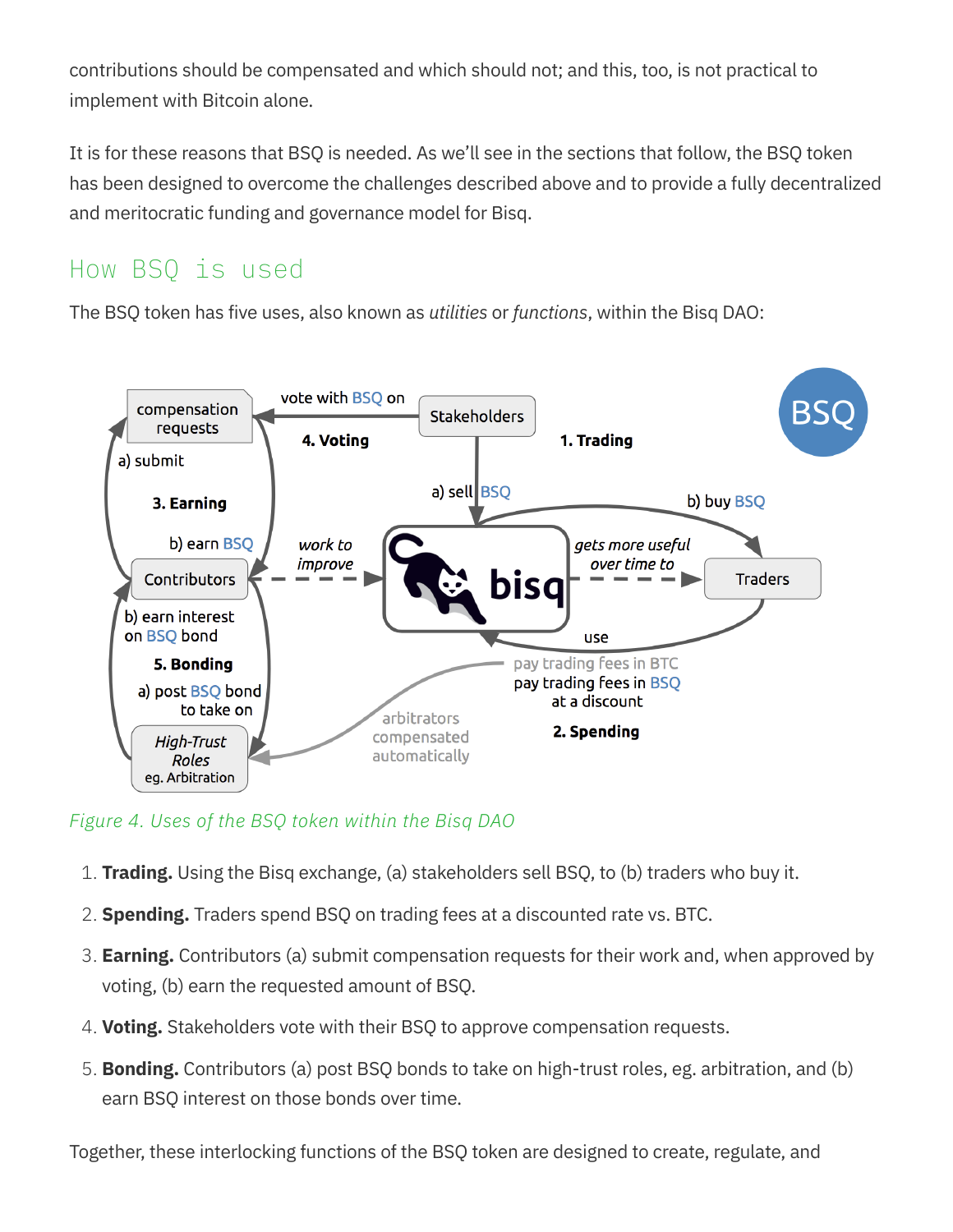contributions should be compensated and which should not; and this, too, is not practical to implement with Bitcoin alone.

It is for these reasons that BSQ is needed. As we'll see in the sections that follow, the BSQ token has been designed to overcome the challenges described above and to provide a fully decentralized and meritocratic funding and governance model for Bisq.

## How BSQ is used

The BSQ token has five uses, also known as *utilities* or *functions*, within the Bisq DAO:

*Figure 4. Uses of the BSQ token within the Bisq DAO*

1. **Trading.** Using the Bisq exchange, (a) stakeholders sell BSQ, to (b) traders who buy it.
2. **Spending.** Traders spend BSQ on trading fees at a discounted rate vs. BTC.
3. **Earning.** Contributors (a) submit compensation requests for their work and, when approved by voting, (b) earn the requested amount of BSQ.
4. **Voting.** Stakeholders vote with their BSQ to approve compensation requests.
5. **Bonding.** Contributors (a) post BSQ bonds to take on high-trust roles, eg. arbitration, and (b) earn BSQ interest on those bonds over time.

Together, these interlocking functions of the BSQ token are designed to create, regulate, and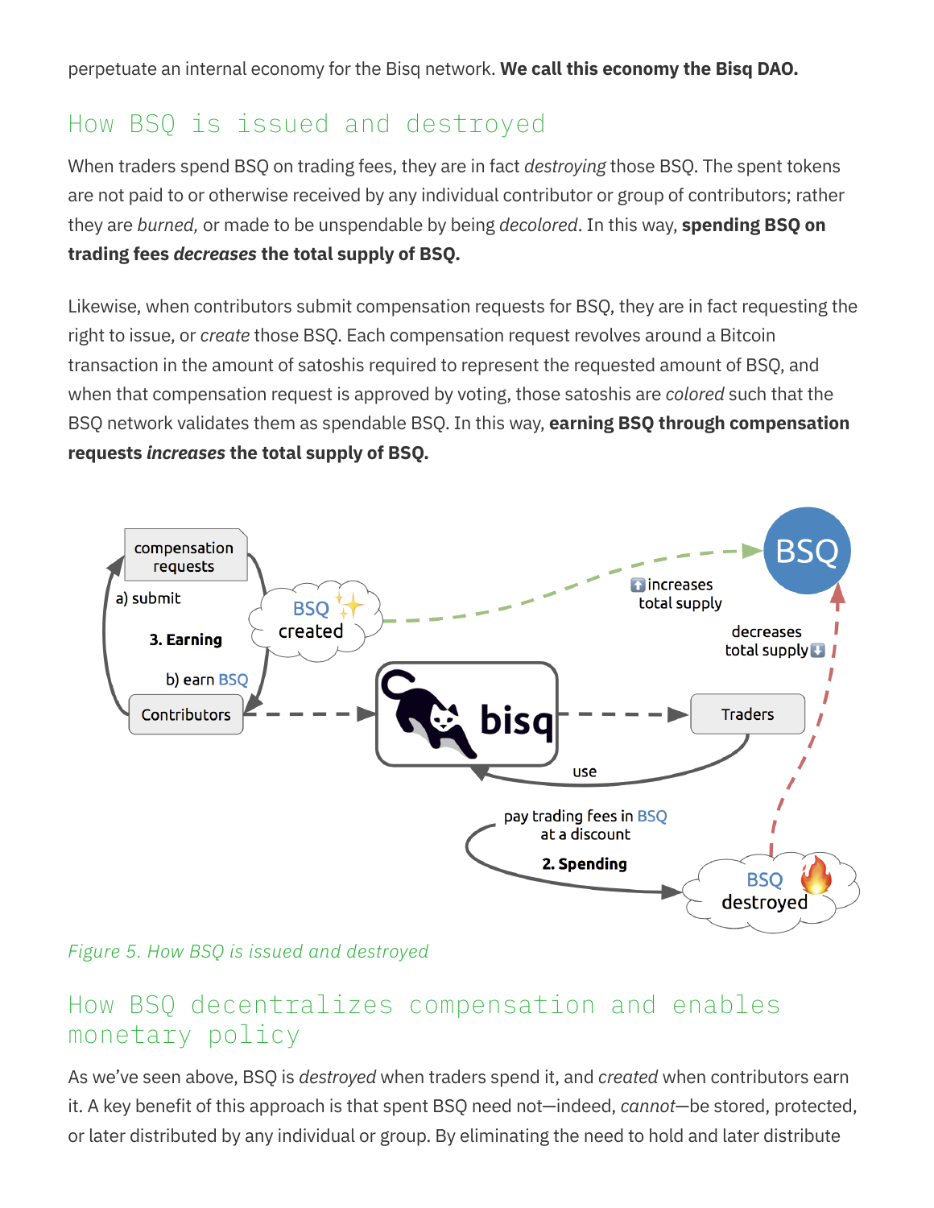perpetuate an internal economy for the Bisq network. **We call this economy the Bisq DAO.**

## How BSQ is issued and destroyed

When traders spend BSQ on trading fees, they are in fact *destroying* those BSQ. The spent tokens are not paid to or otherwise received by any individual contributor or group of contributors; rather they are *burned,* or made to be unspendable by being *decolored*. In this way, **spending BSQ on trading fees *decreases* the total supply of BSQ.**

Likewise, when contributors submit compensation requests for BSQ, they are in fact requesting the right to issue, or *create* those BSQ. Each compensation request revolves around a Bitcoin transaction in the amount of satoshis required to represent the requested amount of BSQ, and when that compensation request is approved by voting, those satoshis are *colored* such that the BSQ network validates them as spendable BSQ. In this way, **earning BSQ through compensation requests *increases* the total supply of BSQ.**

*Figure 5. How BSQ is issued and destroyed*

## How BSQ decentralizes compensation and enables monetary policy

As we've seen above, BSQ is *destroyed* when traders spend it, and *created* when contributors earn it. A key benefit of this approach is that spent BSQ need not—indeed, *cannot*—be stored, protected, or later distributed by any individual or group. By eliminating the need to hold and later distribute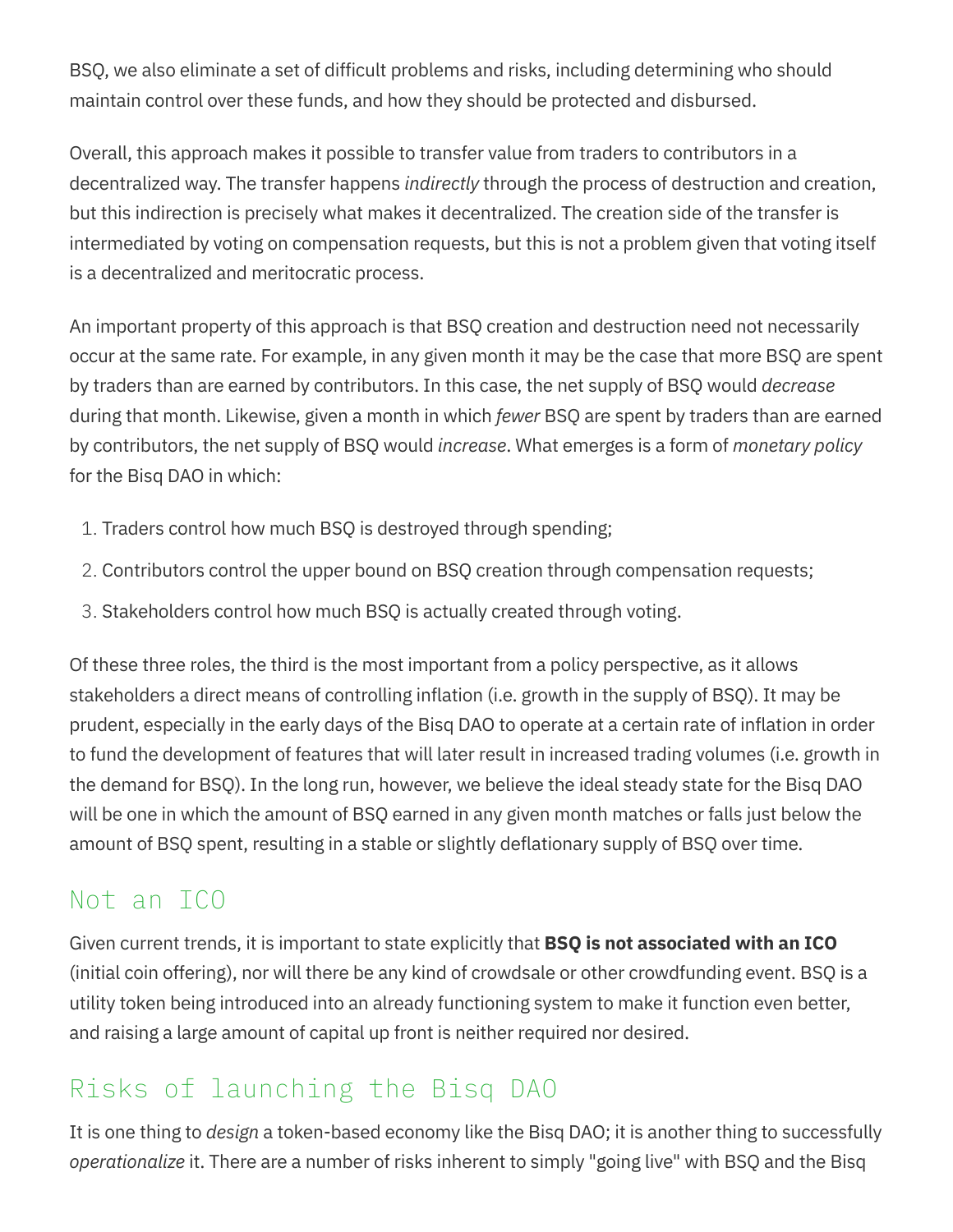BSQ, we also eliminate a set of difficult problems and risks, including determining who should maintain control over these funds, and how they should be protected and disbursed.

Overall, this approach makes it possible to transfer value from traders to contributors in a decentralized way. The transfer happens *indirectly* through the process of destruction and creation, but this indirection is precisely what makes it decentralized. The creation side of the transfer is intermediated by voting on compensation requests, but this is not a problem given that voting itself is a decentralized and meritocratic process.

An important property of this approach is that BSQ creation and destruction need not necessarily occur at the same rate. For example, in any given month it may be the case that more BSQ are spent by traders than are earned by contributors. In this case, the net supply of BSQ would *decrease* during that month. Likewise, given a month in which *fewer* BSQ are spent by traders than are earned by contributors, the net supply of BSQ would *increase*. What emerges is a form of *monetary policy* for the Bisq DAO in which:

1. Traders control how much BSQ is destroyed through spending;
2. Contributors control the upper bound on BSQ creation through compensation requests;
3. Stakeholders control how much BSQ is actually created through voting.

Of these three roles, the third is the most important from a policy perspective, as it allows stakeholders a direct means of controlling inflation (i.e. growth in the supply of BSQ). It may be prudent, especially in the early days of the Bisq DAO to operate at a certain rate of inflation in order to fund the development of features that will later result in increased trading volumes (i.e. growth in the demand for BSQ). In the long run, however, we believe the ideal steady state for the Bisq DAO will be one in which the amount of BSQ earned in any given month matches or falls just below the amount of BSQ spent, resulting in a stable or slightly deflationary supply of BSQ over time.

## Not an ICO

Given current trends, it is important to state explicitly that **BSQ is not associated with an ICO** (initial coin offering), nor will there be any kind of crowdsale or other crowdfunding event. BSQ is a utility token being introduced into an already functioning system to make it function even better, and raising a large amount of capital up front is neither required nor desired.

## Risks of launching the Bisq DAO

It is one thing to *design* a token-based economy like the Bisq DAO; it is another thing to successfully *operationalize* it. There are a number of risks inherent to simply "going live" with BSQ and the Bisq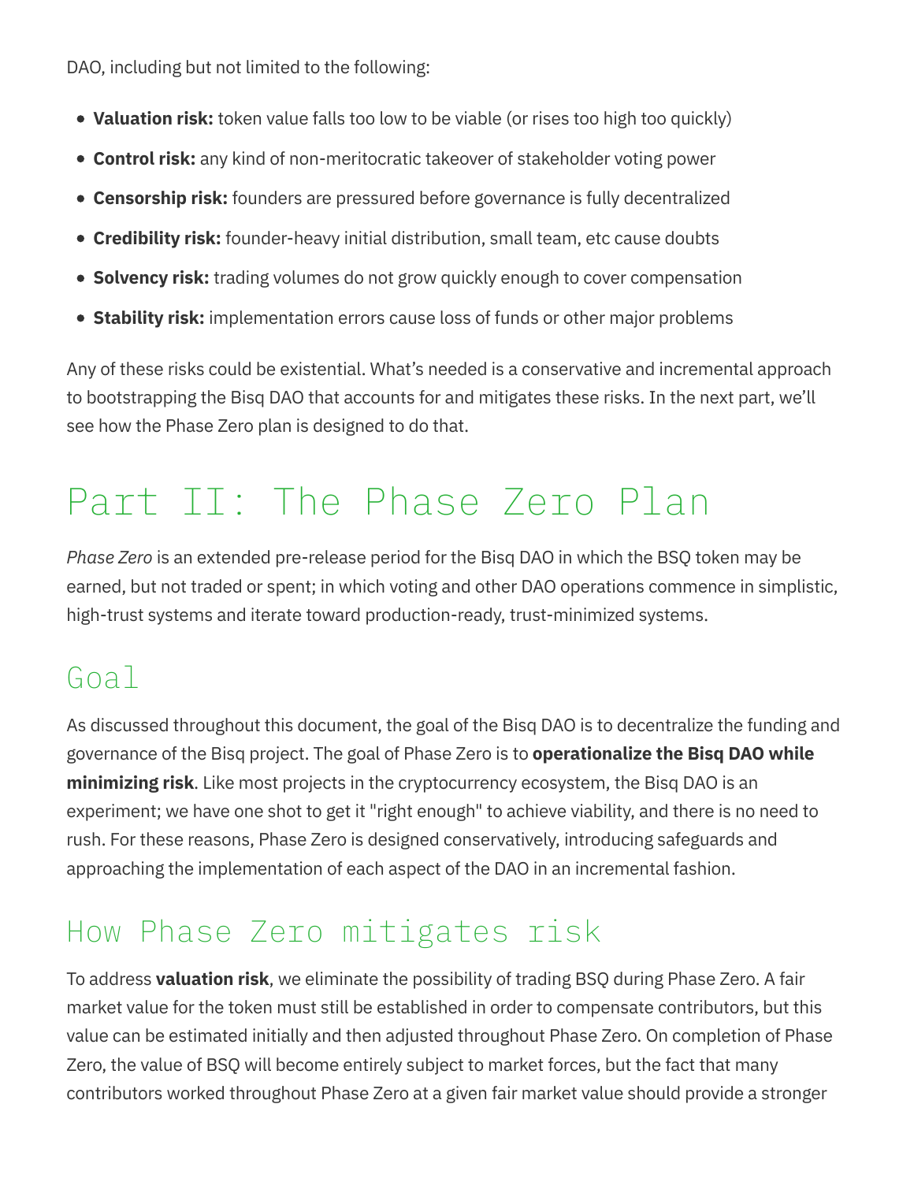DAO, including but not limited to the following:

- **Valuation risk:** token value falls too low to be viable (or rises too high too quickly)
- **Control risk:** any kind of non-meritocratic takeover of stakeholder voting power
- **Censorship risk:** founders are pressured before governance is fully decentralized
- **Credibility risk:** founder-heavy initial distribution, small team, etc cause doubts
- **Solvency risk:** trading volumes do not grow quickly enough to cover compensation
- **Stability risk:** implementation errors cause loss of funds or other major problems

Any of these risks could be existential. What's needed is a conservative and incremental approach to bootstrapping the Bisq DAO that accounts for and mitigates these risks. In the next part, we'll see how the Phase Zero plan is designed to do that.

# Part II: The Phase Zero Plan

*Phase Zero* is an extended pre-release period for the Bisq DAO in which the BSQ token may be earned, but not traded or spent; in which voting and other DAO operations commence in simplistic, high-trust systems and iterate toward production-ready, trust-minimized systems.

## Goal

As discussed throughout this document, the goal of the Bisq DAO is to decentralize the funding and governance of the Bisq project. The goal of Phase Zero is to **operationalize the Bisq DAO while minimizing risk**. Like most projects in the cryptocurrency ecosystem, the Bisq DAO is an experiment; we have one shot to get it "right enough" to achieve viability, and there is no need to rush. For these reasons, Phase Zero is designed conservatively, introducing safeguards and approaching the implementation of each aspect of the DAO in an incremental fashion.

## How Phase Zero mitigates risk

To address **valuation risk**, we eliminate the possibility of trading BSQ during Phase Zero. A fair market value for the token must still be established in order to compensate contributors, but this value can be estimated initially and then adjusted throughout Phase Zero. On completion of Phase Zero, the value of BSQ will become entirely subject to market forces, but the fact that many contributors worked throughout Phase Zero at a given fair market value should provide a stronger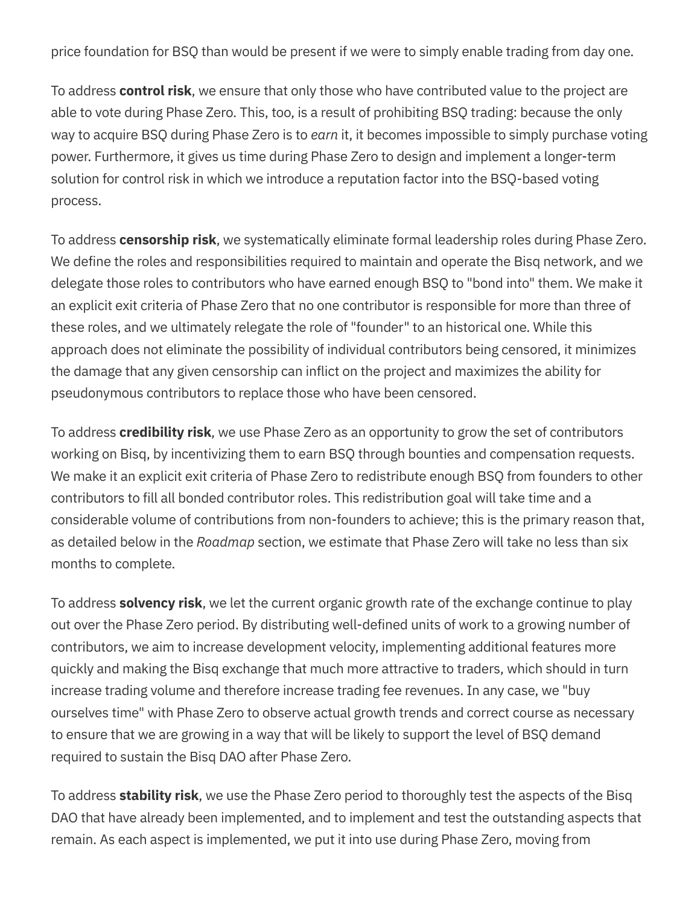price foundation for BSQ than would be present if we were to simply enable trading from day one.

To address **control risk**, we ensure that only those who have contributed value to the project are able to vote during Phase Zero. This, too, is a result of prohibiting BSQ trading: because the only way to acquire BSQ during Phase Zero is to *earn* it, it becomes impossible to simply purchase voting power. Furthermore, it gives us time during Phase Zero to design and implement a longer-term solution for control risk in which we introduce a reputation factor into the BSQ-based voting process.

To address **censorship risk**, we systematically eliminate formal leadership roles during Phase Zero. We define the roles and responsibilities required to maintain and operate the Bisq network, and we delegate those roles to contributors who have earned enough BSQ to "bond into" them. We make it an explicit exit criteria of Phase Zero that no one contributor is responsible for more than three of these roles, and we ultimately relegate the role of "founder" to an historical one. While this approach does not eliminate the possibility of individual contributors being censored, it minimizes the damage that any given censorship can inflict on the project and maximizes the ability for pseudonymous contributors to replace those who have been censored.

To address **credibility risk**, we use Phase Zero as an opportunity to grow the set of contributors working on Bisq, by incentivizing them to earn BSQ through bounties and compensation requests. We make it an explicit exit criteria of Phase Zero to redistribute enough BSQ from founders to other contributors to fill all bonded contributor roles. This redistribution goal will take time and a considerable volume of contributions from non-founders to achieve; this is the primary reason that, as detailed below in the *Roadmap* section, we estimate that Phase Zero will take no less than six months to complete.

To address **solvency risk**, we let the current organic growth rate of the exchange continue to play out over the Phase Zero period. By distributing well-defined units of work to a growing number of contributors, we aim to increase development velocity, implementing additional features more quickly and making the Bisq exchange that much more attractive to traders, which should in turn increase trading volume and therefore increase trading fee revenues. In any case, we "buy ourselves time" with Phase Zero to observe actual growth trends and correct course as necessary to ensure that we are growing in a way that will be likely to support the level of BSQ demand required to sustain the Bisq DAO after Phase Zero.

To address **stability risk**, we use the Phase Zero period to thoroughly test the aspects of the Bisq DAO that have already been implemented, and to implement and test the outstanding aspects that remain. As each aspect is implemented, we put it into use during Phase Zero, moving from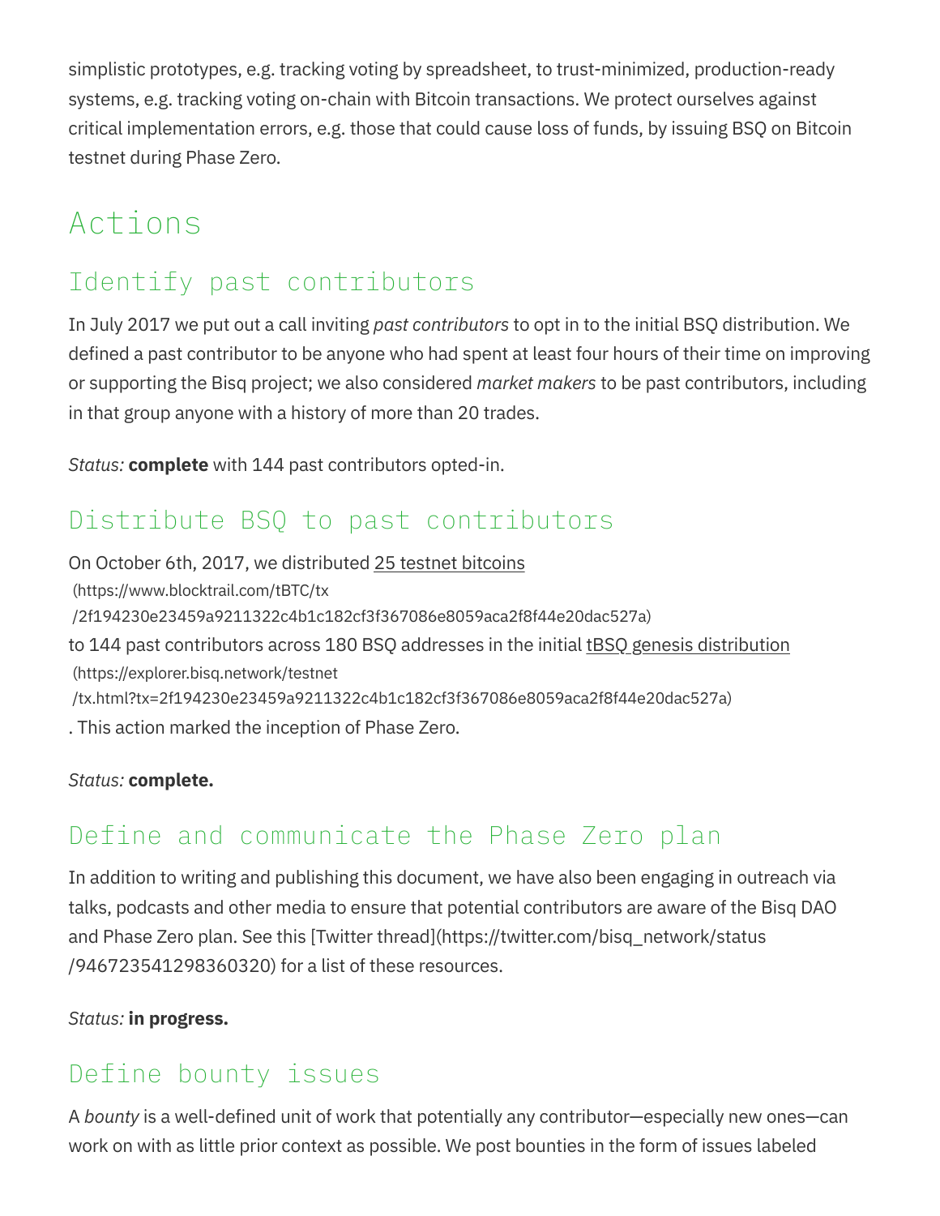simplistic prototypes, e.g. tracking voting by spreadsheet, to trust-minimized, production-ready systems, e.g. tracking voting on-chain with Bitcoin transactions. We protect ourselves against critical implementation errors, e.g. those that could cause loss of funds, by issuing BSQ on Bitcoin testnet during Phase Zero.

# Actions

## Identify past contributors

In July 2017 we put out a call inviting *past contributors* to opt in to the initial BSQ distribution. We defined a past contributor to be anyone who had spent at least four hours of their time on improving or supporting the Bisq project; we also considered *market makers* to be past contributors, including in that group anyone with a history of more than 20 trades.

*Status:* **complete** with 144 past contributors opted-in.

## Distribute BSQ to past contributors

On October 6th, 2017, we distributed 25 testnet bitcoins (https://www.blocktrail.com/tBTC/tx/2f194230e23459a9211322c4b1c182cf3f367086e8059aca2f8f44e20dac527a) to 144 past contributors across 180 BSQ addresses in the initial tBSQ genesis distribution (https://explorer.bisq.network/testnet/tx.html?tx=2f194230e23459a9211322c4b1c182cf3f367086e8059aca2f8f44e20dac527a). This action marked the inception of Phase Zero.

*Status:* **complete.**

## Define and communicate the Phase Zero plan

In addition to writing and publishing this document, we have also been engaging in outreach via talks, podcasts and other media to ensure that potential contributors are aware of the Bisq DAO and Phase Zero plan. See this [Twitter thread](https://twitter.com/bisq_network/status/946723541298360320) for a list of these resources.

*Status:* **in progress.**

## Define bounty issues

A *bounty* is a well-defined unit of work that potentially any contributor—especially new ones—can work on with as little prior context as possible. We post bounties in the form of issues labeled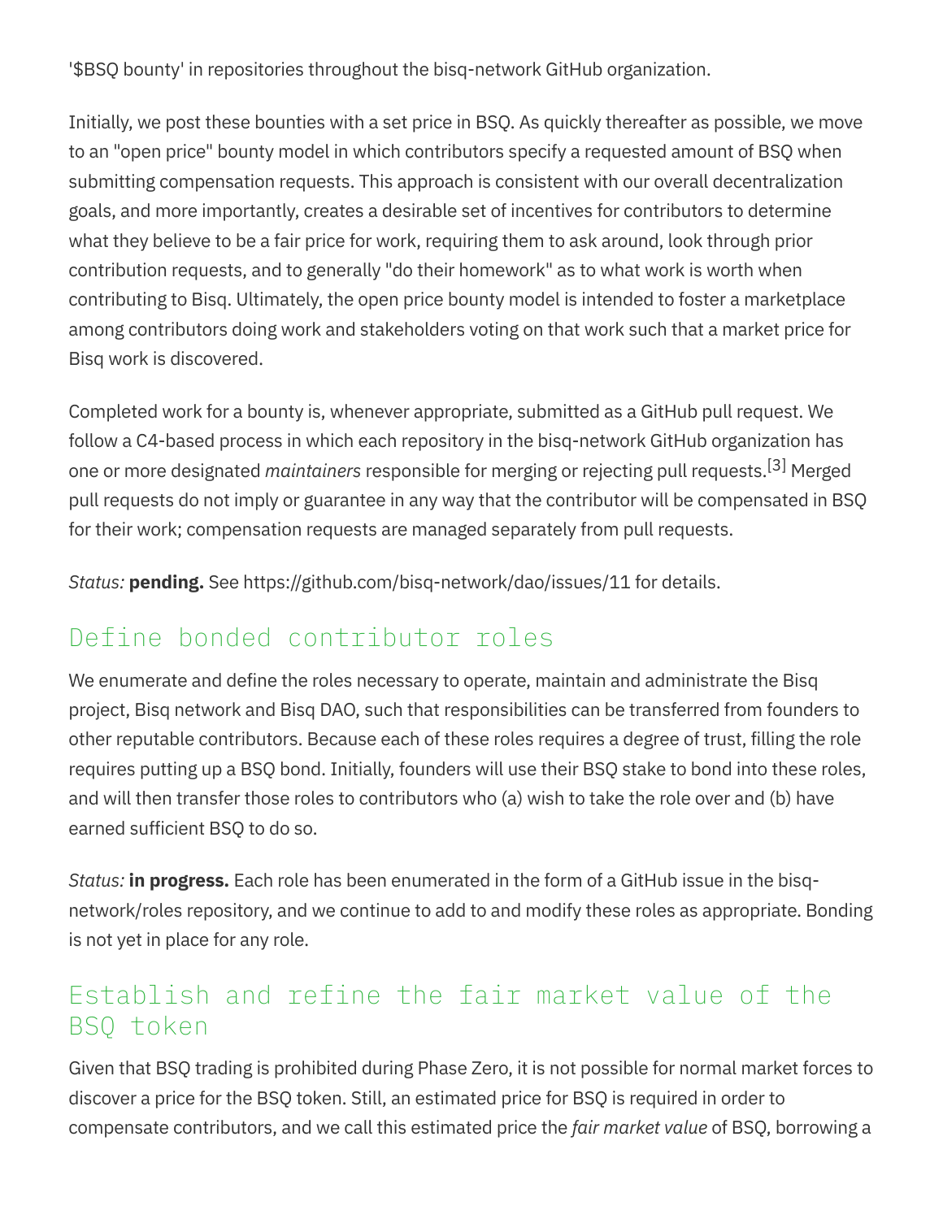'$BSQ bounty' in repositories throughout the bisq-network GitHub organization.

Initially, we post these bounties with a set price in BSQ. As quickly thereafter as possible, we move to an "open price" bounty model in which contributors specify a requested amount of BSQ when submitting compensation requests. This approach is consistent with our overall decentralization goals, and more importantly, creates a desirable set of incentives for contributors to determine what they believe to be a fair price for work, requiring them to ask around, look through prior contribution requests, and to generally "do their homework" as to what work is worth when contributing to Bisq. Ultimately, the open price bounty model is intended to foster a marketplace among contributors doing work and stakeholders voting on that work such that a market price for Bisq work is discovered.

Completed work for a bounty is, whenever appropriate, submitted as a GitHub pull request. We follow a C4-based process in which each repository in the bisq-network GitHub organization has one or more designated *maintainers* responsible for merging or rejecting pull requests.[3] Merged pull requests do not imply or guarantee in any way that the contributor will be compensated in BSQ for their work; compensation requests are managed separately from pull requests.

*Status:* **pending.** See https://github.com/bisq-network/dao/issues/11 for details.

## Define bonded contributor roles

We enumerate and define the roles necessary to operate, maintain and administrate the Bisq project, Bisq network and Bisq DAO, such that responsibilities can be transferred from founders to other reputable contributors. Because each of these roles requires a degree of trust, filling the role requires putting up a BSQ bond. Initially, founders will use their BSQ stake to bond into these roles, and will then transfer those roles to contributors who (a) wish to take the role over and (b) have earned sufficient BSQ to do so.

*Status:* **in progress.** Each role has been enumerated in the form of a GitHub issue in the bisq-network/roles repository, and we continue to add to and modify these roles as appropriate. Bonding is not yet in place for any role.

## Establish and refine the fair market value of the BSQ token

Given that BSQ trading is prohibited during Phase Zero, it is not possible for normal market forces to discover a price for the BSQ token. Still, an estimated price for BSQ is required in order to compensate contributors, and we call this estimated price the *fair market value* of BSQ, borrowing a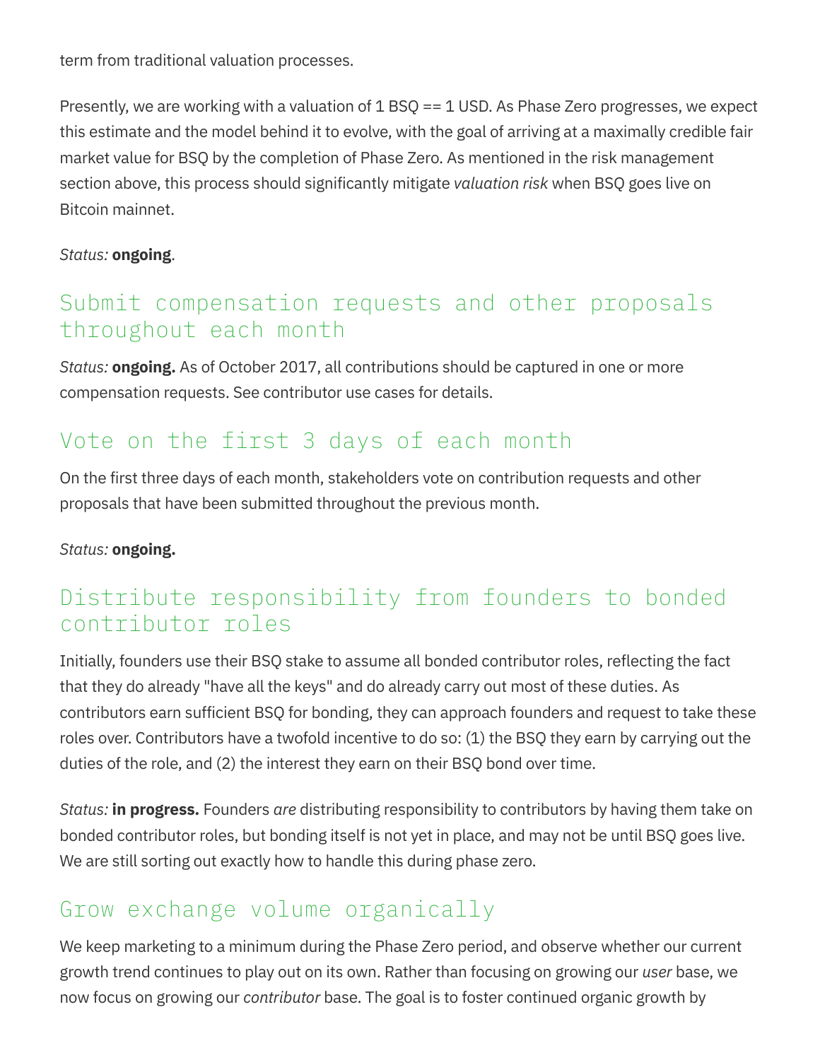term from traditional valuation processes.

Presently, we are working with a valuation of 1 BSQ == 1 USD. As Phase Zero progresses, we expect this estimate and the model behind it to evolve, with the goal of arriving at a maximally credible fair market value for BSQ by the completion of Phase Zero. As mentioned in the risk management section above, this process should significantly mitigate *valuation risk* when BSQ goes live on Bitcoin mainnet.

*Status:* **ongoing**.

## Submit compensation requests and other proposals throughout each month

*Status:* **ongoing.** As of October 2017, all contributions should be captured in one or more compensation requests. See contributor use cases for details.

## Vote on the first 3 days of each month

On the first three days of each month, stakeholders vote on contribution requests and other proposals that have been submitted throughout the previous month.

*Status:* **ongoing.**

## Distribute responsibility from founders to bonded contributor roles

Initially, founders use their BSQ stake to assume all bonded contributor roles, reflecting the fact that they do already "have all the keys" and do already carry out most of these duties. As contributors earn sufficient BSQ for bonding, they can approach founders and request to take these roles over. Contributors have a twofold incentive to do so: (1) the BSQ they earn by carrying out the duties of the role, and (2) the interest they earn on their BSQ bond over time.

*Status:* **in progress.** Founders *are* distributing responsibility to contributors by having them take on bonded contributor roles, but bonding itself is not yet in place, and may not be until BSQ goes live. We are still sorting out exactly how to handle this during phase zero.

## Grow exchange volume organically

We keep marketing to a minimum during the Phase Zero period, and observe whether our current growth trend continues to play out on its own. Rather than focusing on growing our *user* base, we now focus on growing our *contributor* base. The goal is to foster continued organic growth by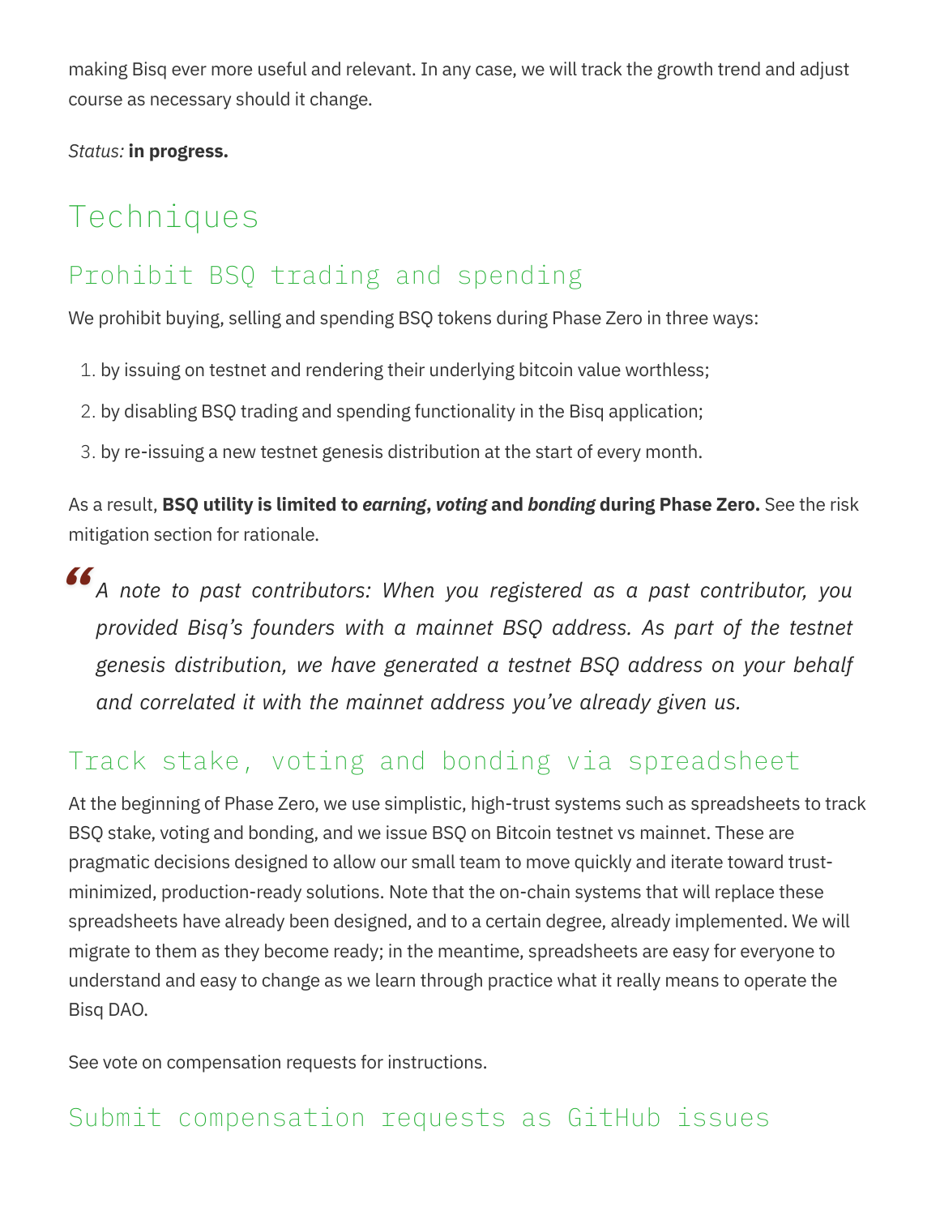making Bisq ever more useful and relevant. In any case, we will track the growth trend and adjust course as necessary should it change.

*Status:* **in progress.**

# Techniques

## Prohibit BSQ trading and spending

We prohibit buying, selling and spending BSQ tokens during Phase Zero in three ways:

1. by issuing on testnet and rendering their underlying bitcoin value worthless;
2. by disabling BSQ trading and spending functionality in the Bisq application;
3. by re-issuing a new testnet genesis distribution at the start of every month.

As a result, **BSQ utility is limited to *earning*, *voting* and *bonding* during Phase Zero.** See the risk mitigation section for rationale.

> *A note to past contributors: When you registered as a past contributor, you provided Bisq's founders with a mainnet BSQ address. As part of the testnet genesis distribution, we have generated a testnet BSQ address on your behalf and correlated it with the mainnet address you've already given us.*

## Track stake, voting and bonding via spreadsheet

At the beginning of Phase Zero, we use simplistic, high-trust systems such as spreadsheets to track BSQ stake, voting and bonding, and we issue BSQ on Bitcoin testnet vs mainnet. These are pragmatic decisions designed to allow our small team to move quickly and iterate toward trust-minimized, production-ready solutions. Note that the on-chain systems that will replace these spreadsheets have already been designed, and to a certain degree, already implemented. We will migrate to them as they become ready; in the meantime, spreadsheets are easy for everyone to understand and easy to change as we learn through practice what it really means to operate the Bisq DAO.

See vote on compensation requests for instructions.

## Submit compensation requests as GitHub issues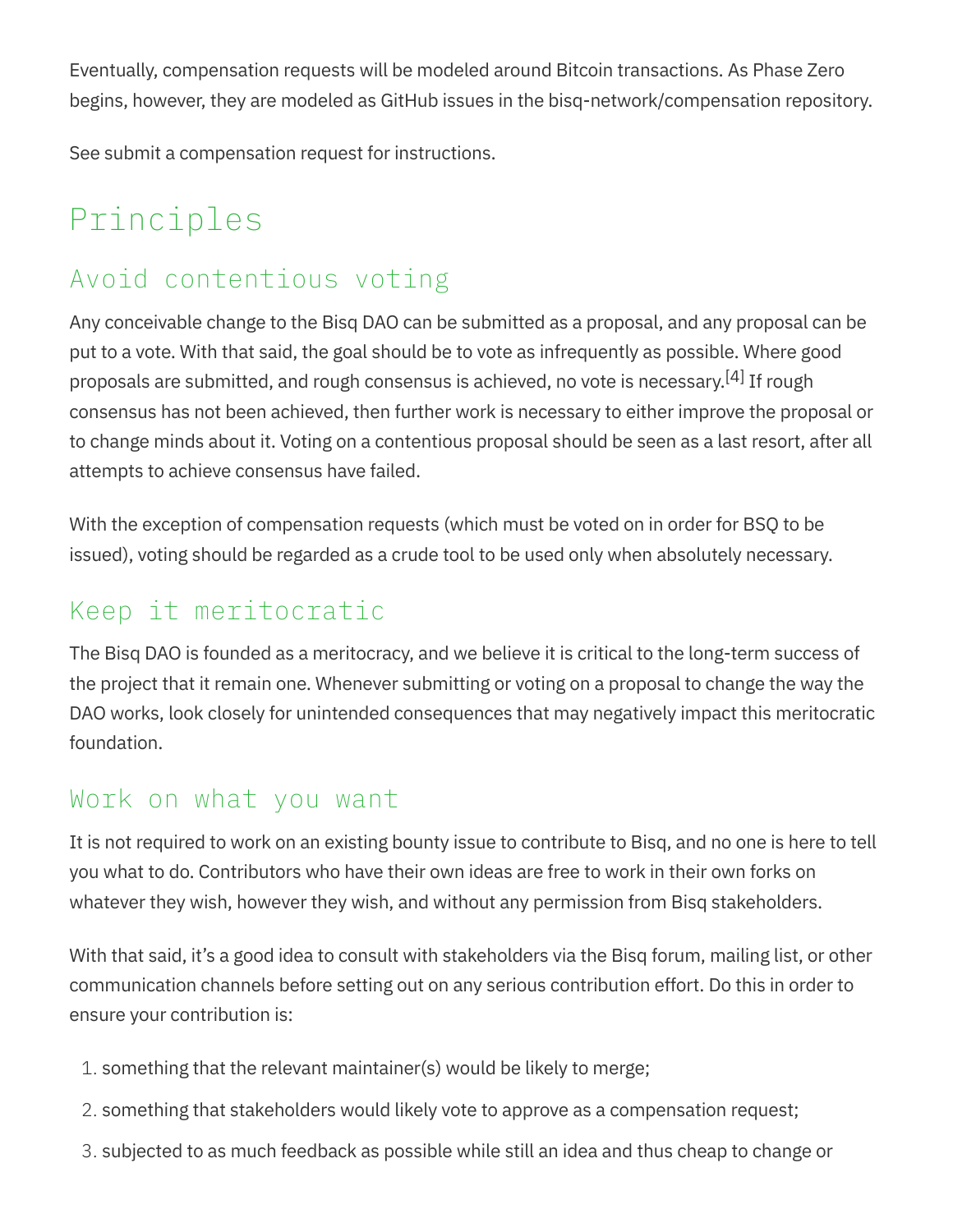Eventually, compensation requests will be modeled around Bitcoin transactions. As Phase Zero begins, however, they are modeled as GitHub issues in the bisq-network/compensation repository.

See submit a compensation request for instructions.

# Principles

## Avoid contentious voting

Any conceivable change to the Bisq DAO can be submitted as a proposal, and any proposal can be put to a vote. With that said, the goal should be to vote as infrequently as possible. Where good proposals are submitted, and rough consensus is achieved, no vote is necessary.[4] If rough consensus has not been achieved, then further work is necessary to either improve the proposal or to change minds about it. Voting on a contentious proposal should be seen as a last resort, after all attempts to achieve consensus have failed.

With the exception of compensation requests (which must be voted on in order for BSQ to be issued), voting should be regarded as a crude tool to be used only when absolutely necessary.

## Keep it meritocratic

The Bisq DAO is founded as a meritocracy, and we believe it is critical to the long-term success of the project that it remain one. Whenever submitting or voting on a proposal to change the way the DAO works, look closely for unintended consequences that may negatively impact this meritocratic foundation.

## Work on what you want

It is not required to work on an existing bounty issue to contribute to Bisq, and no one is here to tell you what to do. Contributors who have their own ideas are free to work in their own forks on whatever they wish, however they wish, and without any permission from Bisq stakeholders.

With that said, it's a good idea to consult with stakeholders via the Bisq forum, mailing list, or other communication channels before setting out on any serious contribution effort. Do this in order to ensure your contribution is:

1. something that the relevant maintainer(s) would be likely to merge;
2. something that stakeholders would likely vote to approve as a compensation request;
3. subjected to as much feedback as possible while still an idea and thus cheap to change or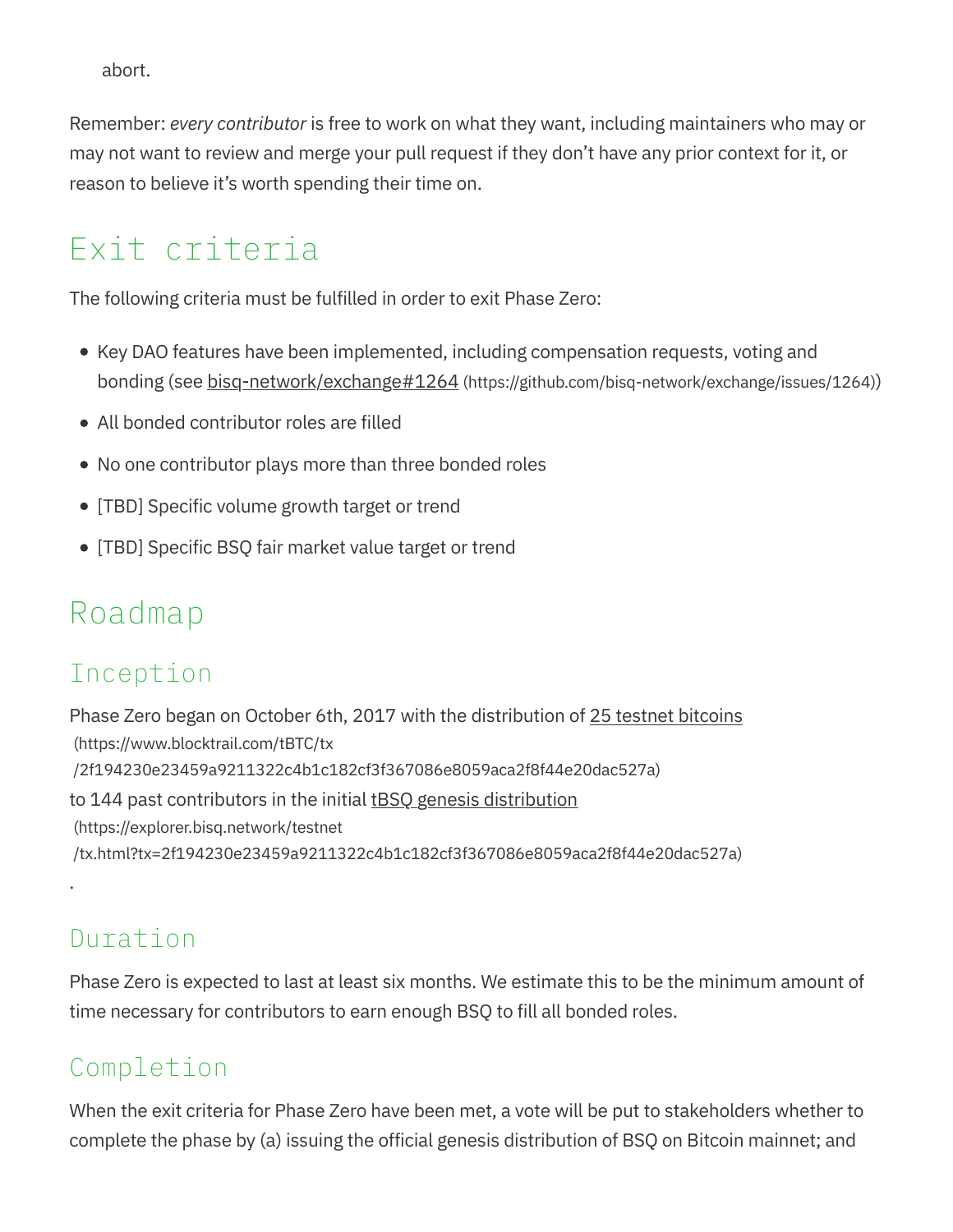abort.

Remember: *every contributor* is free to work on what they want, including maintainers who may or may not want to review and merge your pull request if they don't have any prior context for it, or reason to believe it's worth spending their time on.

## Exit criteria

The following criteria must be fulfilled in order to exit Phase Zero:

- Key DAO features have been implemented, including compensation requests, voting and bonding (see bisq-network/exchange#1264 (https://github.com/bisq-network/exchange/issues/1264))
- All bonded contributor roles are filled
- No one contributor plays more than three bonded roles
- [TBD] Specific volume growth target or trend
- [TBD] Specific BSQ fair market value target or trend

## Roadmap

### Inception

Phase Zero began on October 6th, 2017 with the distribution of 25 testnet bitcoins (https://www.blocktrail.com/tBTC/tx/2f194230e23459a9211322c4b1c182cf3f367086e8059aca2f8f44e20dac527a) to 144 past contributors in the initial tBSQ genesis distribution (https://explorer.bisq.network/testnet/tx.html?tx=2f194230e23459a9211322c4b1c182cf3f367086e8059aca2f8f44e20dac527a).

### Duration

Phase Zero is expected to last at least six months. We estimate this to be the minimum amount of time necessary for contributors to earn enough BSQ to fill all bonded roles.

### Completion

When the exit criteria for Phase Zero have been met, a vote will be put to stakeholders whether to complete the phase by (a) issuing the official genesis distribution of BSQ on Bitcoin mainnet; and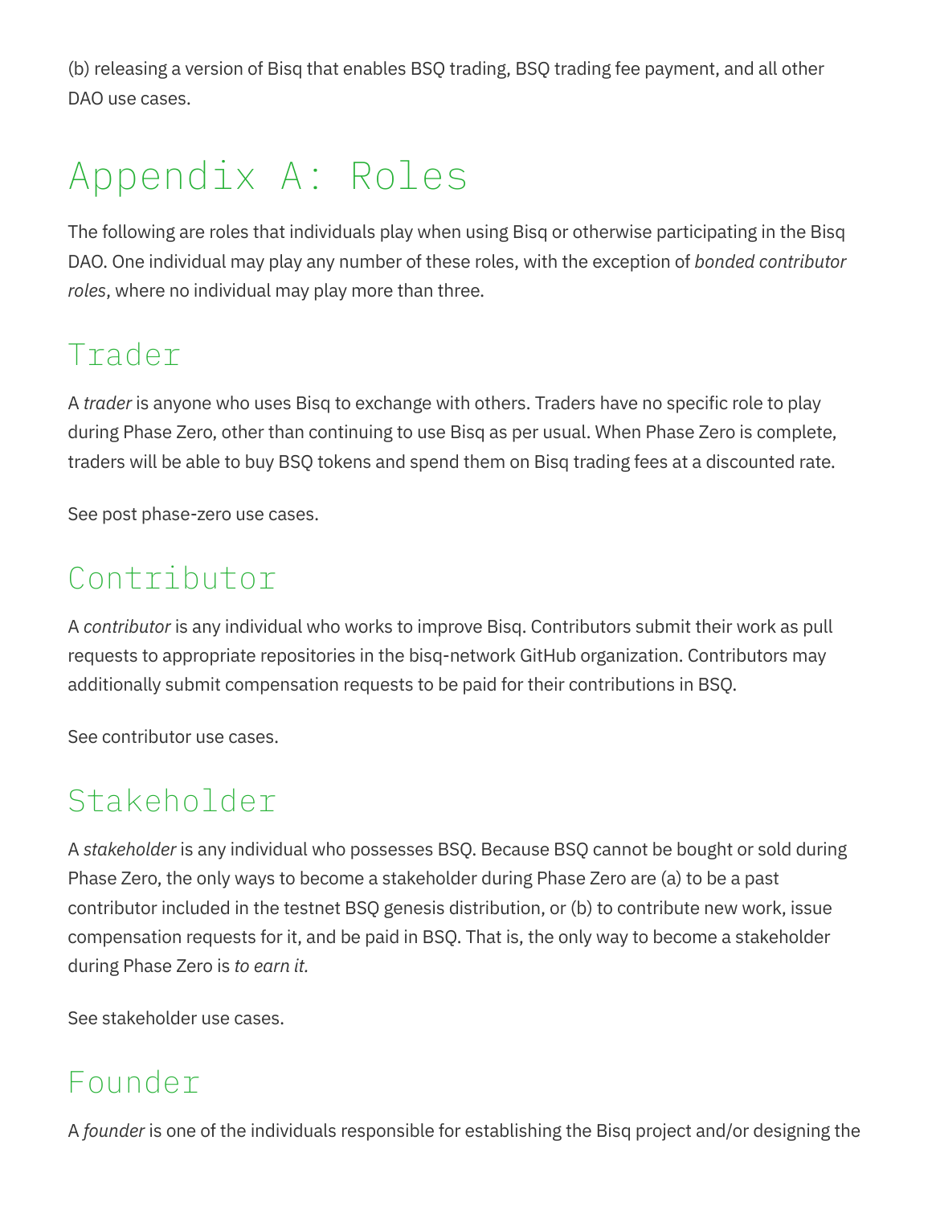(b) releasing a version of Bisq that enables BSQ trading, BSQ trading fee payment, and all other DAO use cases.

# Appendix A: Roles

The following are roles that individuals play when using Bisq or otherwise participating in the Bisq DAO. One individual may play any number of these roles, with the exception of *bonded contributor roles*, where no individual may play more than three.

## Trader

A *trader* is anyone who uses Bisq to exchange with others. Traders have no specific role to play during Phase Zero, other than continuing to use Bisq as per usual. When Phase Zero is complete, traders will be able to buy BSQ tokens and spend them on Bisq trading fees at a discounted rate.

See post phase-zero use cases.

## Contributor

A *contributor* is any individual who works to improve Bisq. Contributors submit their work as pull requests to appropriate repositories in the bisq-network GitHub organization. Contributors may additionally submit compensation requests to be paid for their contributions in BSQ.

See contributor use cases.

## Stakeholder

A *stakeholder* is any individual who possesses BSQ. Because BSQ cannot be bought or sold during Phase Zero, the only ways to become a stakeholder during Phase Zero are (a) to be a past contributor included in the testnet BSQ genesis distribution, or (b) to contribute new work, issue compensation requests for it, and be paid in BSQ. That is, the only way to become a stakeholder during Phase Zero is *to earn it.*

See stakeholder use cases.

## Founder

A *founder* is one of the individuals responsible for establishing the Bisq project and/or designing the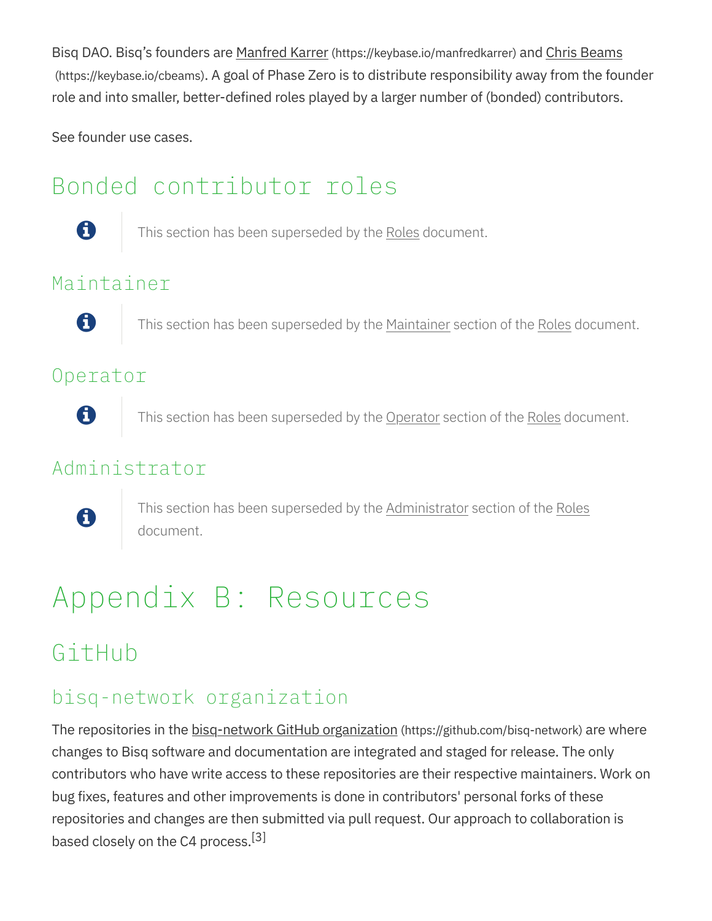Bisq DAO. Bisq's founders are Manfred Karrer (https://keybase.io/manfredkarrer) and Chris Beams (https://keybase.io/cbeams). A goal of Phase Zero is to distribute responsibility away from the founder role and into smaller, better-defined roles played by a larger number of (bonded) contributors.

See founder use cases.

## Bonded contributor roles

> This section has been superseded by the Roles document.

### Maintainer

> This section has been superseded by the Maintainer section of the Roles document.

### Operator

> This section has been superseded by the Operator section of the Roles document.

### Administrator

> This section has been superseded by the Administrator section of the Roles document.

# Appendix B: Resources

## GitHub

### bisq-network organization

The repositories in the bisq-network GitHub organization (https://github.com/bisq-network) are where changes to Bisq software and documentation are integrated and staged for release. The only contributors who have write access to these repositories are their respective maintainers. Work on bug fixes, features and other improvements is done in contributors' personal forks of these repositories and changes are then submitted via pull request. Our approach to collaboration is based closely on the C4 process.[3]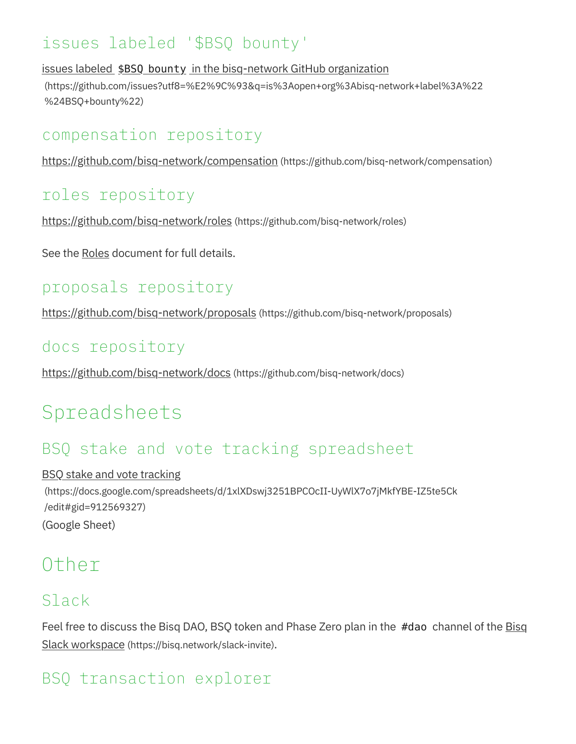### issues labeled '$BSQ bounty'

issues labeled `$BSQ bounty` in the bisq-network GitHub organization (https://github.com/issues?utf8=%E2%9C%93&q=is%3Aopen+org%3Abisq-network+label%3A%22%24BSQ+bounty%22)

### compensation repository

https://github.com/bisq-network/compensation (https://github.com/bisq-network/compensation)

### roles repository

https://github.com/bisq-network/roles (https://github.com/bisq-network/roles)

See the Roles document for full details.

### proposals repository

https://github.com/bisq-network/proposals (https://github.com/bisq-network/proposals)

### docs repository

https://github.com/bisq-network/docs (https://github.com/bisq-network/docs)

## Spreadsheets

### BSQ stake and vote tracking spreadsheet

BSQ stake and vote tracking (https://docs.google.com/spreadsheets/d/1xlXDswj3251BPCOcII-UyWlX7o7jMkfYBE-IZ5te5Ck/edit#gid=912569327)
(Google Sheet)

## Other

### Slack

Feel free to discuss the Bisq DAO, BSQ token and Phase Zero plan in the `#dao` channel of the Bisq Slack workspace (https://bisq.network/slack-invite).

### BSQ transaction explorer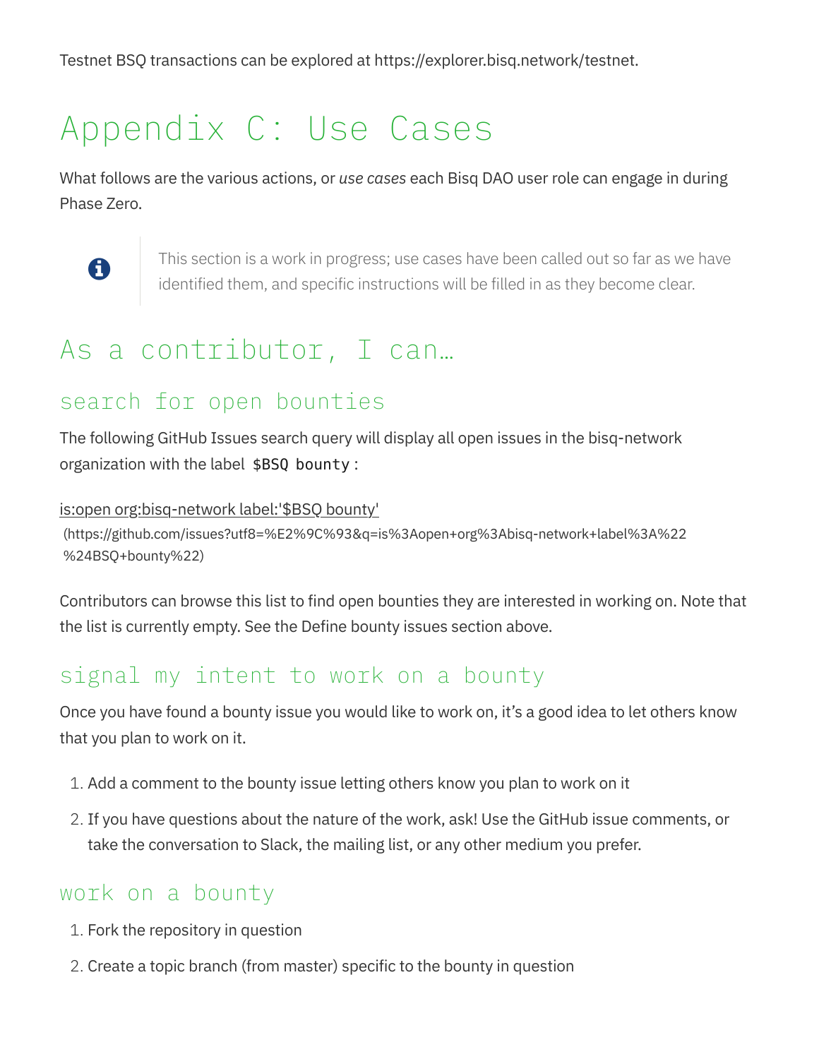Testnet BSQ transactions can be explored at https://explorer.bisq.network/testnet.

# Appendix C: Use Cases

What follows are the various actions, or *use cases* each Bisq DAO user role can engage in during Phase Zero.

> This section is a work in progress; use cases have been called out so far as we have identified them, and specific instructions will be filled in as they become clear.

## As a contributor, I can…

### search for open bounties

The following GitHub Issues search query will display all open issues in the bisq-network organization with the label `$BSQ bounty`:

is:open org:bisq-network label:'$BSQ bounty'
(https://github.com/issues?utf8=%E2%9C%93&q=is%3Aopen+org%3Abisq-network+label%3A%22%24BSQ+bounty%22)

Contributors can browse this list to find open bounties they are interested in working on. Note that the list is currently empty. See the Define bounty issues section above.

### signal my intent to work on a bounty

Once you have found a bounty issue you would like to work on, it's a good idea to let others know that you plan to work on it.

1. Add a comment to the bounty issue letting others know you plan to work on it
2. If you have questions about the nature of the work, ask! Use the GitHub issue comments, or take the conversation to Slack, the mailing list, or any other medium you prefer.

### work on a bounty

1. Fork the repository in question
2. Create a topic branch (from master) specific to the bounty in question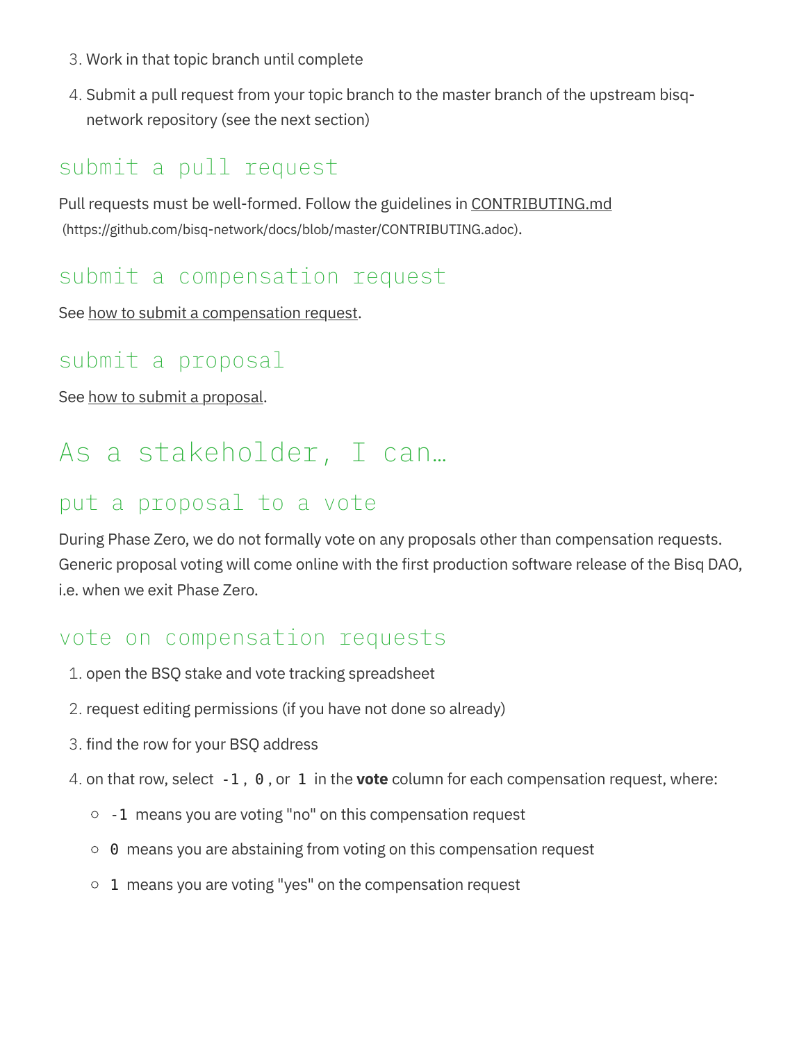3. Work in that topic branch until complete
4. Submit a pull request from your topic branch to the master branch of the upstream bisq-network repository (see the next section)

### submit a pull request

Pull requests must be well-formed. Follow the guidelines in CONTRIBUTING.md (https://github.com/bisq-network/docs/blob/master/CONTRIBUTING.adoc).

### submit a compensation request

See how to submit a compensation request.

### submit a proposal

See how to submit a proposal.

## As a stakeholder, I can…

### put a proposal to a vote

During Phase Zero, we do not formally vote on any proposals other than compensation requests. Generic proposal voting will come online with the first production software release of the Bisq DAO, i.e. when we exit Phase Zero.

### vote on compensation requests

1. open the BSQ stake and vote tracking spreadsheet
2. request editing permissions (if you have not done so already)
3. find the row for your BSQ address
4. on that row, select `-1`, `0`, or `1` in the **vote** column for each compensation request, where:
   - `-1` means you are voting "no" on this compensation request
   - `0` means you are abstaining from voting on this compensation request
   - `1` means you are voting "yes" on the compensation request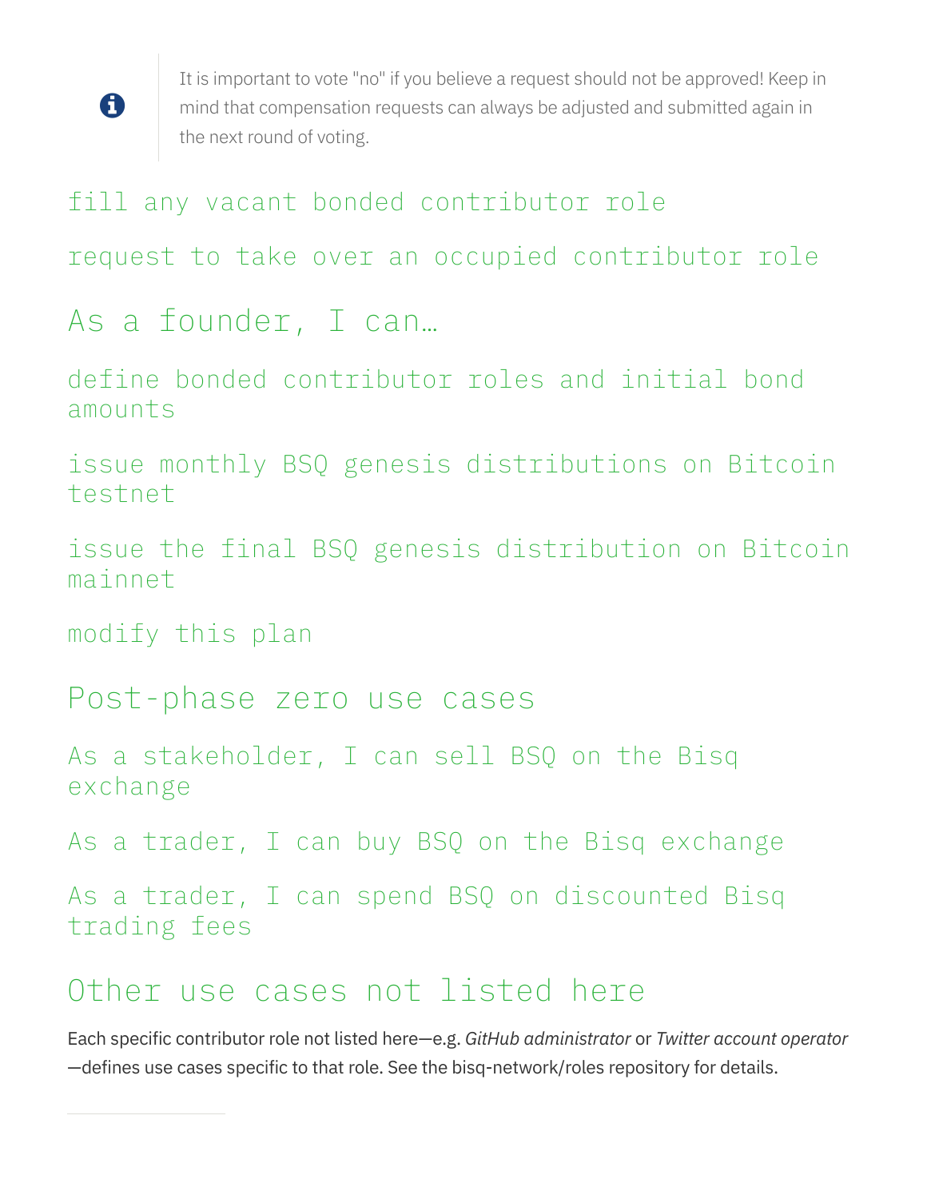> It is important to vote "no" if you believe a request should not be approved! Keep in mind that compensation requests can always be adjusted and submitted again in the next round of voting.

#### fill any vacant bonded contributor role

#### request to take over an occupied contributor role

### As a founder, I can…

#### define bonded contributor roles and initial bond amounts

#### issue monthly BSQ genesis distributions on Bitcoin testnet

#### issue the final BSQ genesis distribution on Bitcoin mainnet

#### modify this plan

### Post-phase zero use cases

#### As a stakeholder, I can sell BSQ on the Bisq exchange

#### As a trader, I can buy BSQ on the Bisq exchange

#### As a trader, I can spend BSQ on discounted Bisq trading fees

### Other use cases not listed here

Each specific contributor role not listed here—e.g. *GitHub administrator* or *Twitter account operator* —defines use cases specific to that role. See the bisq-network/roles repository for details.

---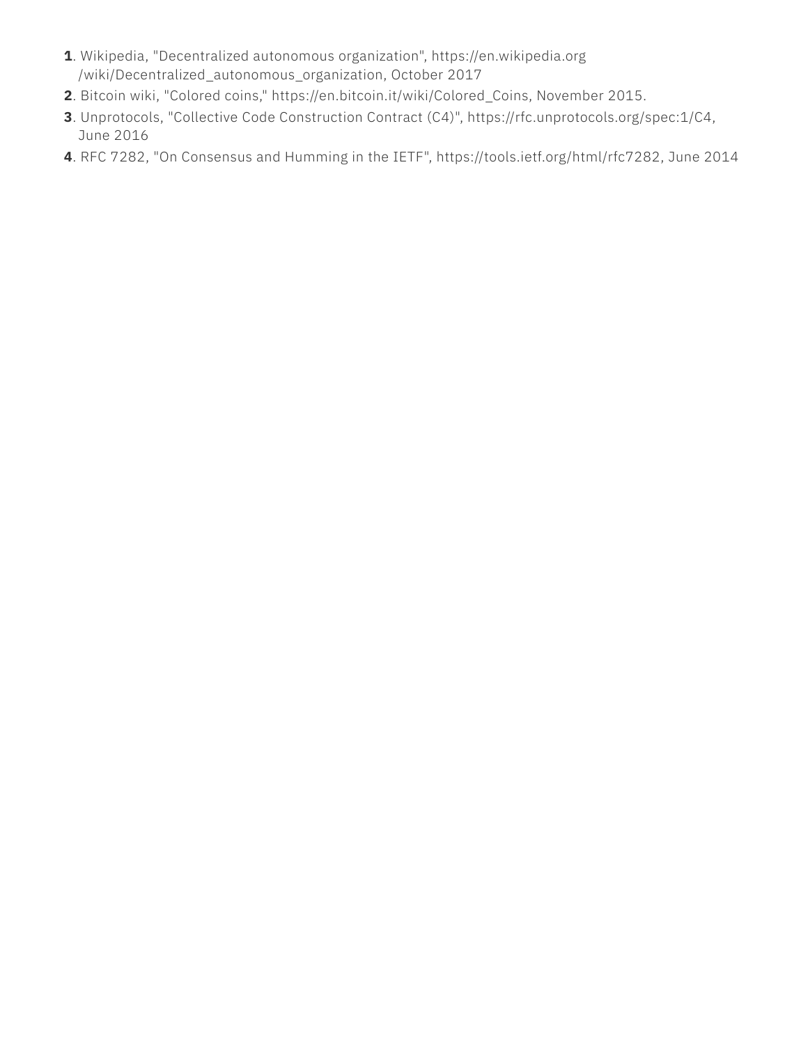**1**. Wikipedia, "Decentralized autonomous organization", https://en.wikipedia.org/wiki/Decentralized_autonomous_organization, October 2017

**2**. Bitcoin wiki, "Colored coins," https://en.bitcoin.it/wiki/Colored_Coins, November 2015.

**3**. Unprotocols, "Collective Code Construction Contract (C4)", https://rfc.unprotocols.org/spec:1/C4, June 2016

**4**. RFC 7282, "On Consensus and Humming in the IETF", https://tools.ietf.org/html/rfc7282, June 2014